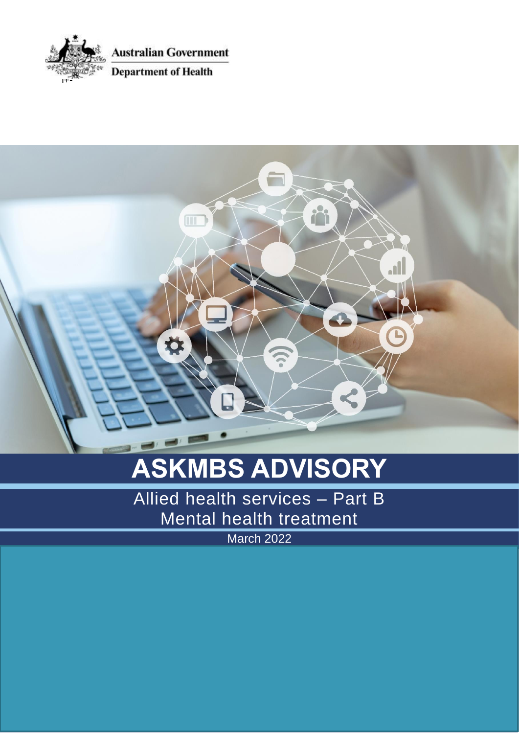Australian Government

Department of Health

# ASKMBS ADVISORY

## Allied health services – Part B
## Mental health treatment

March 2022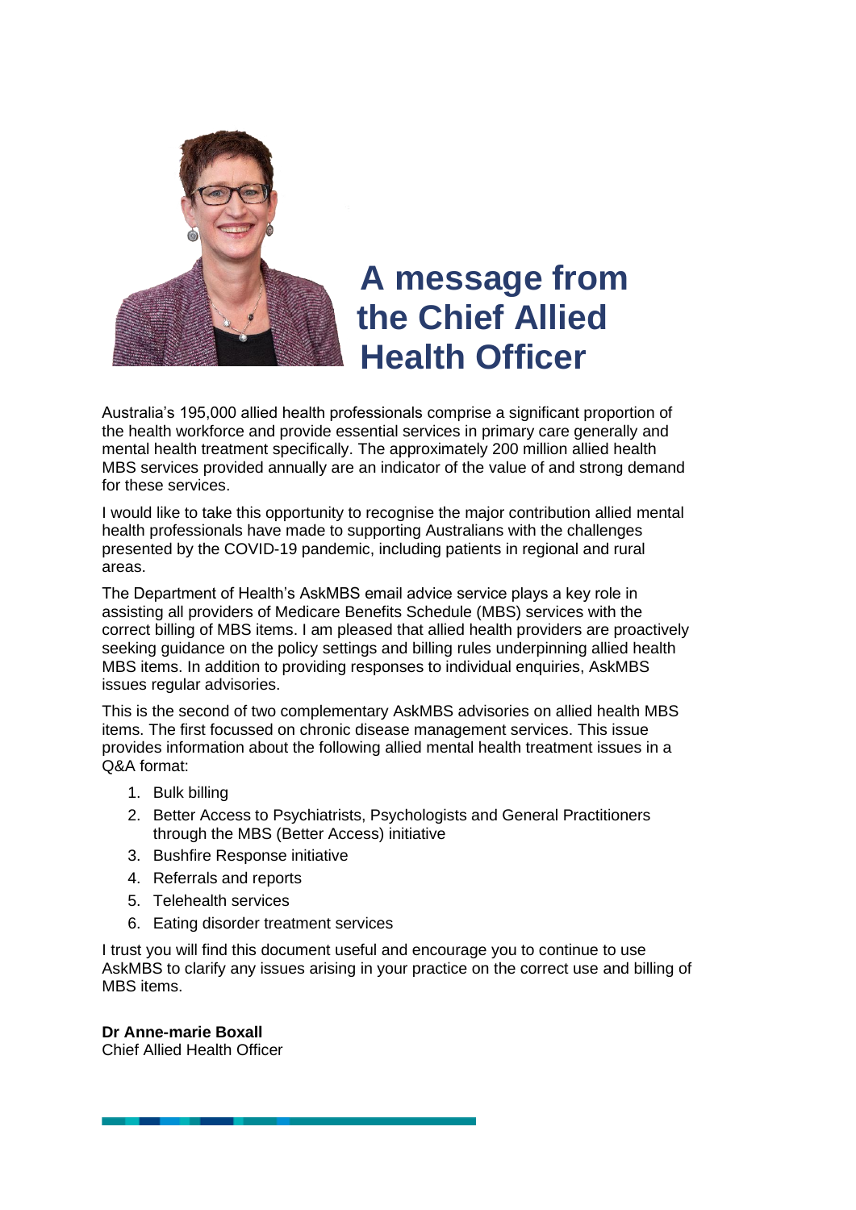# A message from the Chief Allied Health Officer

Australia's 195,000 allied health professionals comprise a significant proportion of the health workforce and provide essential services in primary care generally and mental health treatment specifically. The approximately 200 million allied health MBS services provided annually are an indicator of the value of and strong demand for these services.

I would like to take this opportunity to recognise the major contribution allied mental health professionals have made to supporting Australians with the challenges presented by the COVID-19 pandemic, including patients in regional and rural areas.

The Department of Health's AskMBS email advice service plays a key role in assisting all providers of Medicare Benefits Schedule (MBS) services with the correct billing of MBS items. I am pleased that allied health providers are proactively seeking guidance on the policy settings and billing rules underpinning allied health MBS items. In addition to providing responses to individual enquiries, AskMBS issues regular advisories.

This is the second of two complementary AskMBS advisories on allied health MBS items. The first focussed on chronic disease management services. This issue provides information about the following allied mental health treatment issues in a Q&A format:

1. Bulk billing
2. Better Access to Psychiatrists, Psychologists and General Practitioners through the MBS (Better Access) initiative
3. Bushfire Response initiative
4. Referrals and reports
5. Telehealth services
6. Eating disorder treatment services

I trust you will find this document useful and encourage you to continue to use AskMBS to clarify any issues arising in your practice on the correct use and billing of MBS items.

**Dr Anne-marie Boxall**
Chief Allied Health Officer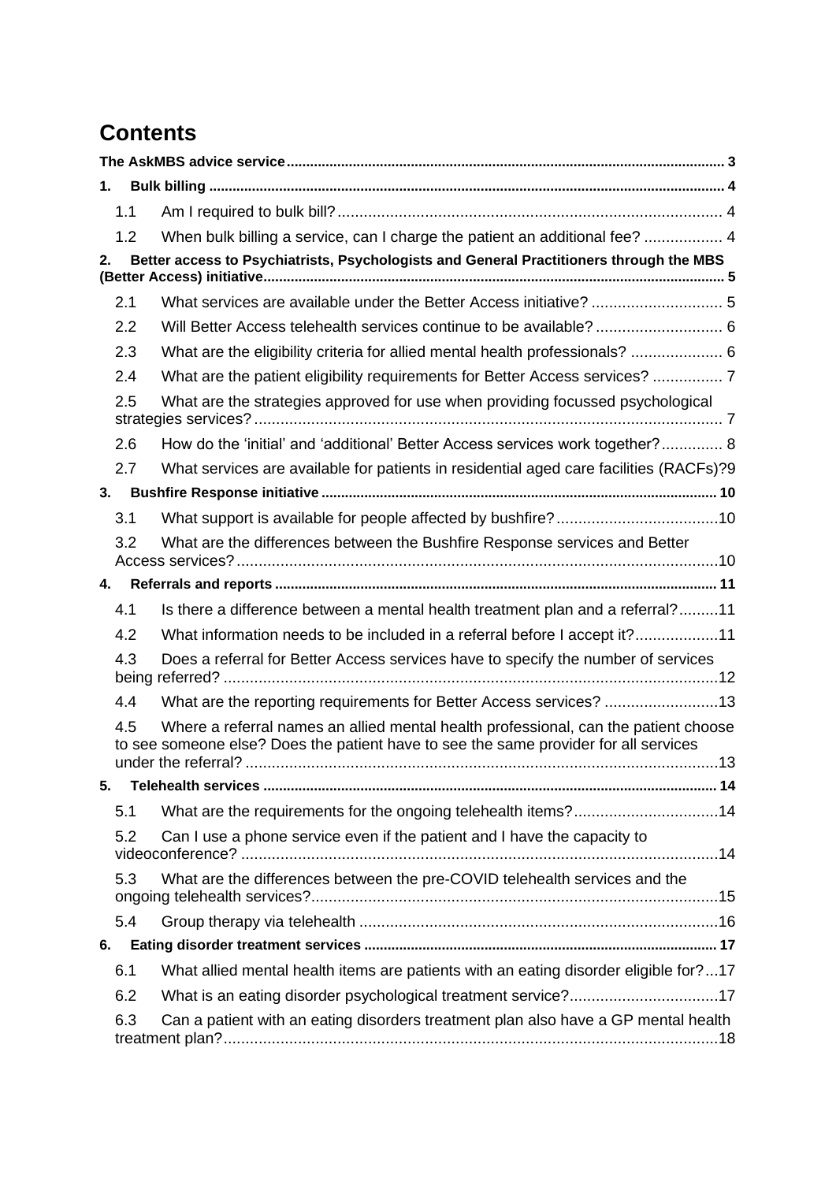# Contents

**The AskMBS advice service** ........................................................................................................ 3

**1. Bulk billing** ................................................................................................................................ 4

- 1.1 Am I required to bulk bill? ........................................................................................ 4
- 1.2 When bulk billing a service, can I charge the patient an additional fee? .................. 4

**2. Better access to Psychiatrists, Psychologists and General Practitioners through the MBS (Better Access) initiative** ...................................................................................................... 5

- 2.1 What services are available under the Better Access initiative? .............................. 5
- 2.2 Will Better Access telehealth services continue to be available? ............................. 6
- 2.3 What are the eligibility criteria for allied mental health professionals? ..................... 6
- 2.4 What are the patient eligibility requirements for Better Access services? ................ 7
- 2.5 What are the strategies approved for use when providing focussed psychological strategies services? ........................................................................................................... 7
- 2.6 How do the ‘initial’ and ‘additional’ Better Access services work together? .............. 8
- 2.7 What services are available for patients in residential aged care facilities (RACFs)? 9

**3. Bushfire Response initiative** ...................................................................................................... 10

- 3.1 What support is available for people affected by bushfire? ...................................... 10
- 3.2 What are the differences between the Bushfire Response services and Better Access services? .............................................................................................................. 10

**4. Referrals and reports** ................................................................................................................ 11

- 4.1 Is there a difference between a mental health treatment plan and a referral? .......... 11
- 4.2 What information needs to be included in a referral before I accept it? ................... 11
- 4.3 Does a referral for Better Access services have to specify the number of services being referred? .................................................................................................................. 12
- 4.4 What are the reporting requirements for Better Access services? ........................... 13
- 4.5 Where a referral names an allied mental health professional, can the patient choose to see someone else? Does the patient have to see the same provider for all services under the referral? ............................................................................................................ 13

**5. Telehealth services** .................................................................................................................... 14

- 5.1 What are the requirements for the ongoing telehealth items? ................................... 14
- 5.2 Can I use a phone service even if the patient and I have the capacity to videoconference? ............................................................................................................. 14
- 5.3 What are the differences between the pre-COVID telehealth services and the ongoing telehealth services? ............................................................................................. 15
- 5.4 Group therapy via telehealth ..................................................................................... 16

**6. Eating disorder treatment services** ........................................................................................... 17

- 6.1 What allied mental health items are patients with an eating disorder eligible for? ... 17
- 6.2 What is an eating disorder psychological treatment service? ................................... 17
- 6.3 Can a patient with an eating disorders treatment plan also have a GP mental health treatment plan? ................................................................................................................. 18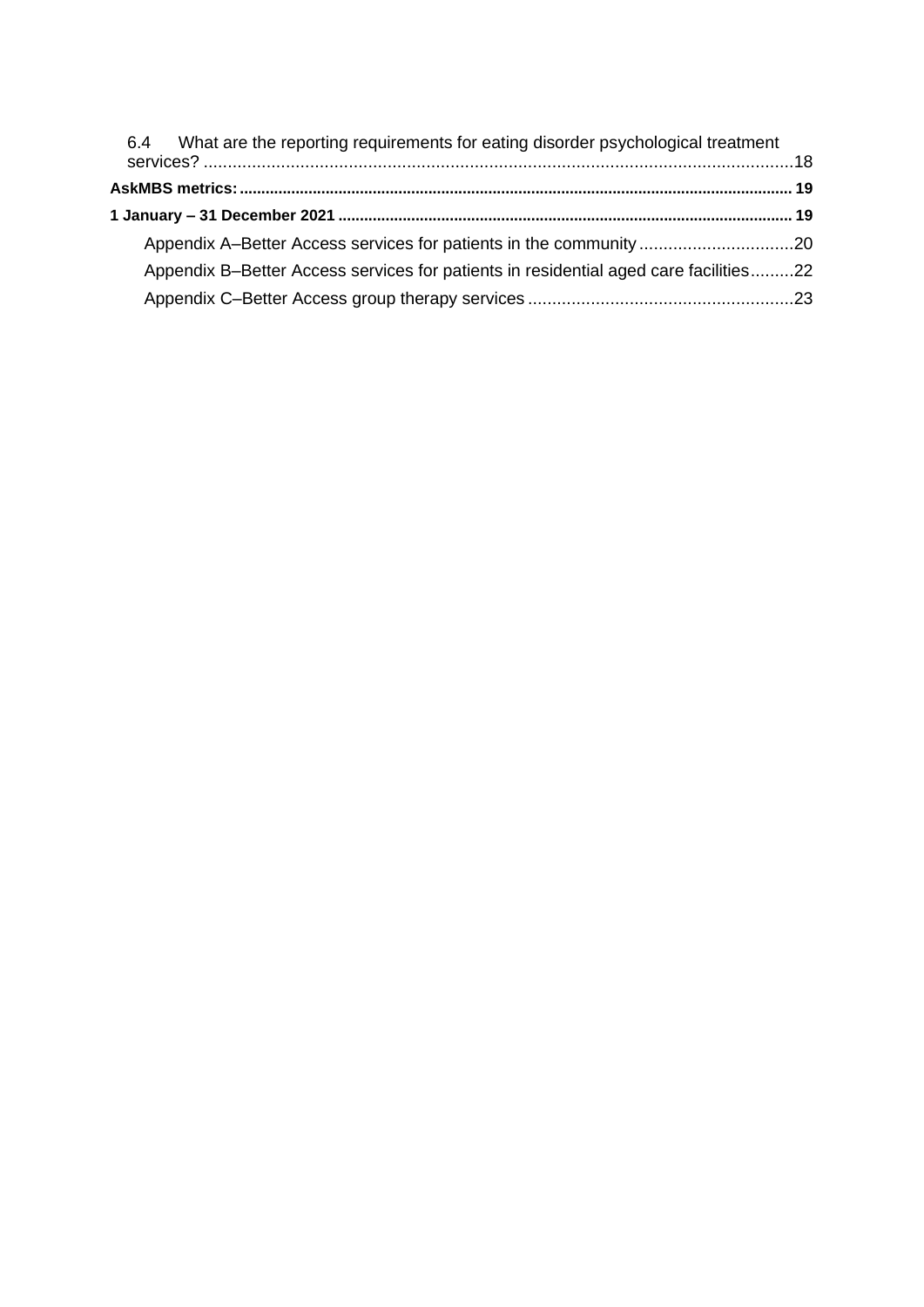6.4 What are the reporting requirements for eating disorder psychological treatment services? ..........18

**AskMBS metrics:** .......... 19

**1 January – 31 December 2021** .......... 19

Appendix A–Better Access services for patients in the community ..........20

Appendix B–Better Access services for patients in residential aged care facilities ..........22

Appendix C–Better Access group therapy services ..........23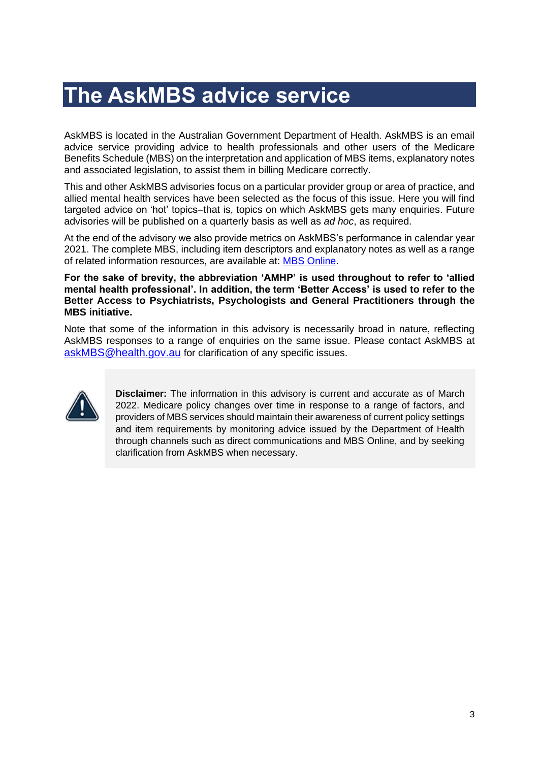# The AskMBS advice service

AskMBS is located in the Australian Government Department of Health. AskMBS is an email advice service providing advice to health professionals and other users of the Medicare Benefits Schedule (MBS) on the interpretation and application of MBS items, explanatory notes and associated legislation, to assist them in billing Medicare correctly.

This and other AskMBS advisories focus on a particular provider group or area of practice, and allied mental health services have been selected as the focus of this issue. Here you will find targeted advice on 'hot' topics–that is, topics on which AskMBS gets many enquiries. Future advisories will be published on a quarterly basis as well as *ad hoc*, as required.

At the end of the advisory we also provide metrics on AskMBS's performance in calendar year 2021. The complete MBS, including item descriptors and explanatory notes as well as a range of related information resources, are available at: [MBS Online](MBS Online).

**For the sake of brevity, the abbreviation 'AMHP' is used throughout to refer to 'allied mental health professional'. In addition, the term 'Better Access' is used to refer to the Better Access to Psychiatrists, Psychologists and General Practitioners through the MBS initiative.**

Note that some of the information in this advisory is necessarily broad in nature, reflecting AskMBS responses to a range of enquiries on the same issue. Please contact AskMBS at askMBS@health.gov.au for clarification of any specific issues.

**Disclaimer:** The information in this advisory is current and accurate as of March 2022. Medicare policy changes over time in response to a range of factors, and providers of MBS services should maintain their awareness of current policy settings and item requirements by monitoring advice issued by the Department of Health through channels such as direct communications and MBS Online, and by seeking clarification from AskMBS when necessary.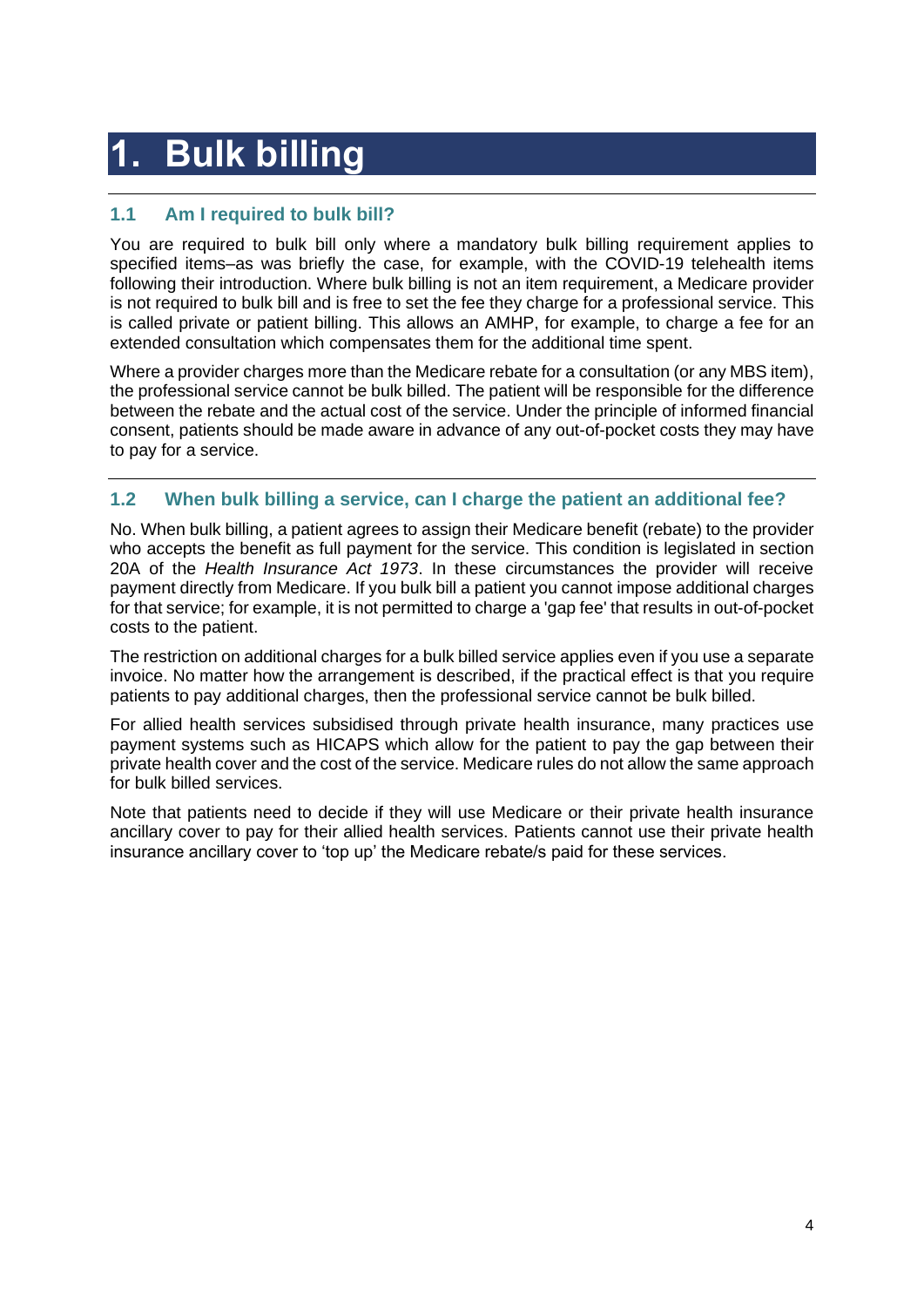# 1. Bulk billing

## 1.1 Am I required to bulk bill?

You are required to bulk bill only where a mandatory bulk billing requirement applies to specified items–as was briefly the case, for example, with the COVID-19 telehealth items following their introduction. Where bulk billing is not an item requirement, a Medicare provider is not required to bulk bill and is free to set the fee they charge for a professional service. This is called private or patient billing. This allows an AMHP, for example, to charge a fee for an extended consultation which compensates them for the additional time spent.

Where a provider charges more than the Medicare rebate for a consultation (or any MBS item), the professional service cannot be bulk billed. The patient will be responsible for the difference between the rebate and the actual cost of the service. Under the principle of informed financial consent, patients should be made aware in advance of any out-of-pocket costs they may have to pay for a service.

## 1.2 When bulk billing a service, can I charge the patient an additional fee?

No. When bulk billing, a patient agrees to assign their Medicare benefit (rebate) to the provider who accepts the benefit as full payment for the service. This condition is legislated in section 20A of the *Health Insurance Act 1973*. In these circumstances the provider will receive payment directly from Medicare. If you bulk bill a patient you cannot impose additional charges for that service; for example, it is not permitted to charge a 'gap fee' that results in out-of-pocket costs to the patient.

The restriction on additional charges for a bulk billed service applies even if you use a separate invoice. No matter how the arrangement is described, if the practical effect is that you require patients to pay additional charges, then the professional service cannot be bulk billed.

For allied health services subsidised through private health insurance, many practices use payment systems such as HICAPS which allow for the patient to pay the gap between their private health cover and the cost of the service. Medicare rules do not allow the same approach for bulk billed services.

Note that patients need to decide if they will use Medicare or their private health insurance ancillary cover to pay for their allied health services. Patients cannot use their private health insurance ancillary cover to 'top up' the Medicare rebate/s paid for these services.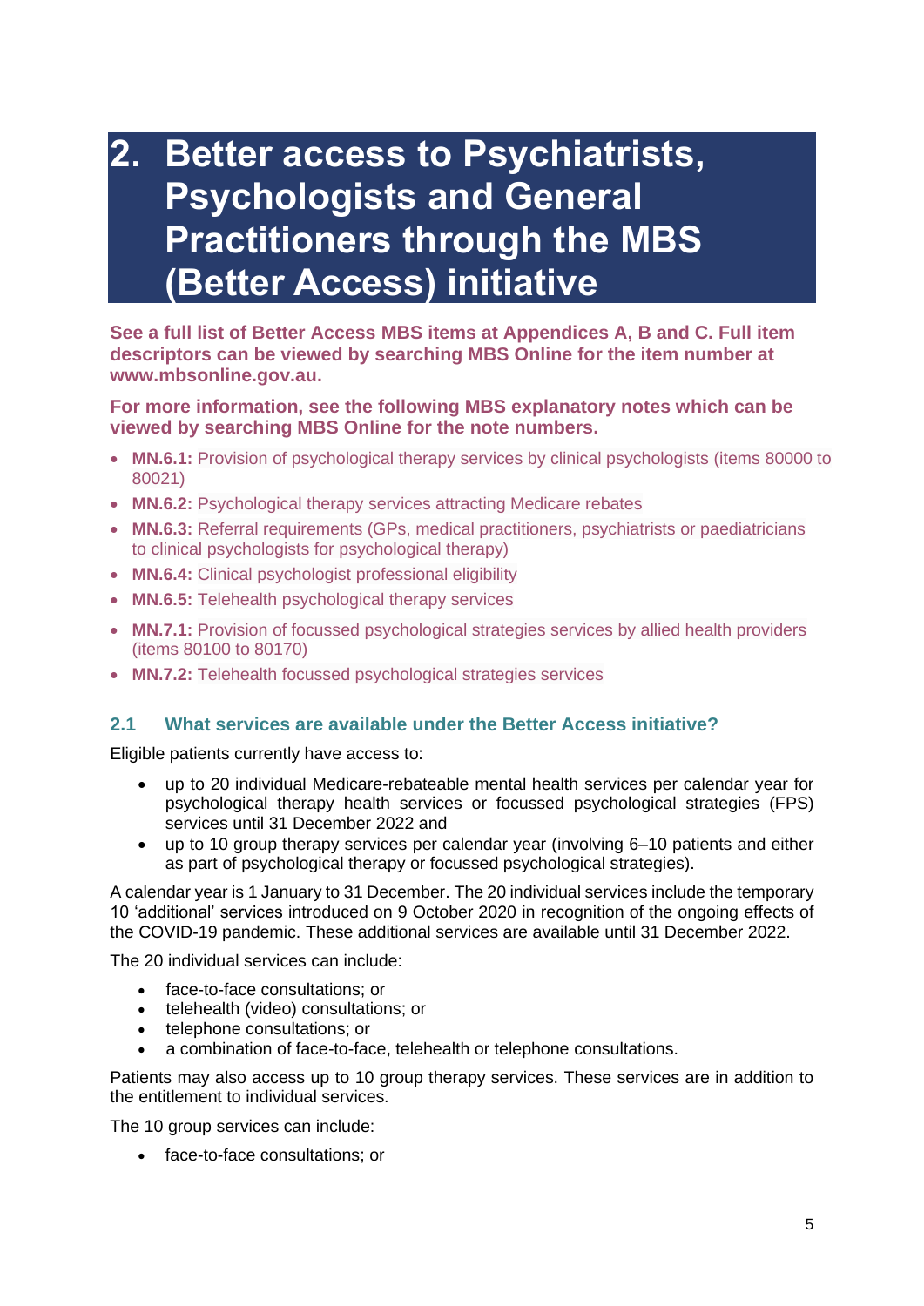# 2. Better access to Psychiatrists, Psychologists and General Practitioners through the MBS (Better Access) initiative

**See a full list of Better Access MBS items at Appendices A, B and C. Full item descriptors can be viewed by searching MBS Online for the item number at www.mbsonline.gov.au.**

**For more information, see the following MBS explanatory notes which can be viewed by searching MBS Online for the note numbers.**

- **MN.6.1:** Provision of psychological therapy services by clinical psychologists (items 80000 to 80021)
- **MN.6.2:** Psychological therapy services attracting Medicare rebates
- **MN.6.3:** Referral requirements (GPs, medical practitioners, psychiatrists or paediatricians to clinical psychologists for psychological therapy)
- **MN.6.4:** Clinical psychologist professional eligibility
- **MN.6.5:** Telehealth psychological therapy services
- **MN.7.1:** Provision of focussed psychological strategies services by allied health providers (items 80100 to 80170)
- **MN.7.2:** Telehealth focussed psychological strategies services

---

## 2.1 What services are available under the Better Access initiative?

Eligible patients currently have access to:

- up to 20 individual Medicare-rebateable mental health services per calendar year for psychological therapy health services or focussed psychological strategies (FPS) services until 31 December 2022 and
- up to 10 group therapy services per calendar year (involving 6–10 patients and either as part of psychological therapy or focussed psychological strategies).

A calendar year is 1 January to 31 December. The 20 individual services include the temporary 10 'additional' services introduced on 9 October 2020 in recognition of the ongoing effects of the COVID-19 pandemic. These additional services are available until 31 December 2022.

The 20 individual services can include:

- face-to-face consultations; or
- telehealth (video) consultations; or
- telephone consultations; or
- a combination of face-to-face, telehealth or telephone consultations.

Patients may also access up to 10 group therapy services. These services are in addition to the entitlement to individual services.

The 10 group services can include:

- face-to-face consultations; or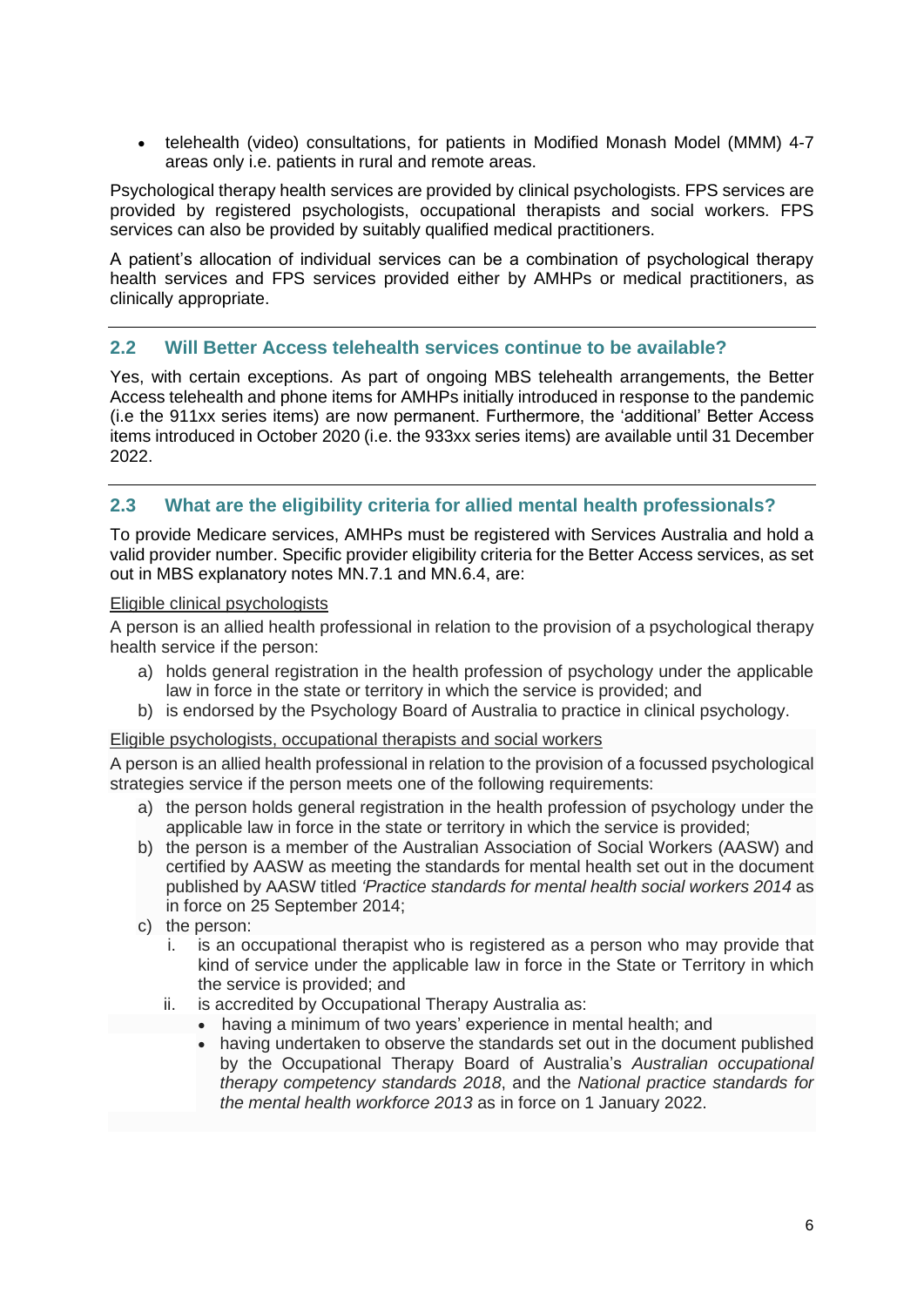- telehealth (video) consultations, for patients in Modified Monash Model (MMM) 4-7 areas only i.e. patients in rural and remote areas.

Psychological therapy health services are provided by clinical psychologists. FPS services are provided by registered psychologists, occupational therapists and social workers. FPS services can also be provided by suitably qualified medical practitioners.

A patient's allocation of individual services can be a combination of psychological therapy health services and FPS services provided either by AMHPs or medical practitioners, as clinically appropriate.

## 2.2 Will Better Access telehealth services continue to be available?

Yes, with certain exceptions. As part of ongoing MBS telehealth arrangements, the Better Access telehealth and phone items for AMHPs initially introduced in response to the pandemic (i.e the 911xx series items) are now permanent. Furthermore, the 'additional' Better Access items introduced in October 2020 (i.e. the 933xx series items) are available until 31 December 2022.

## 2.3 What are the eligibility criteria for allied mental health professionals?

To provide Medicare services, AMHPs must be registered with Services Australia and hold a valid provider number. Specific provider eligibility criteria for the Better Access services, as set out in MBS explanatory notes MN.7.1 and MN.6.4, are:

<u>Eligible clinical psychologists</u>

A person is an allied health professional in relation to the provision of a psychological therapy health service if the person:

a) holds general registration in the health profession of psychology under the applicable law in force in the state or territory in which the service is provided; and
b) is endorsed by the Psychology Board of Australia to practice in clinical psychology.

<u>Eligible psychologists, occupational therapists and social workers</u>

A person is an allied health professional in relation to the provision of a focussed psychological strategies service if the person meets one of the following requirements:

a) the person holds general registration in the health profession of psychology under the applicable law in force in the state or territory in which the service is provided;
b) the person is a member of the Australian Association of Social Workers (AASW) and certified by AASW as meeting the standards for mental health set out in the document published by AASW titled *'Practice standards for mental health social workers 2014* as in force on 25 September 2014;
c) the person:
    i. is an occupational therapist who is registered as a person who may provide that kind of service under the applicable law in force in the State or Territory in which the service is provided; and
    ii. is accredited by Occupational Therapy Australia as:
        - having a minimum of two years' experience in mental health; and
        - having undertaken to observe the standards set out in the document published by the Occupational Therapy Board of Australia's *Australian occupational therapy competency standards 2018*, and the *National practice standards for the mental health workforce 2013* as in force on 1 January 2022.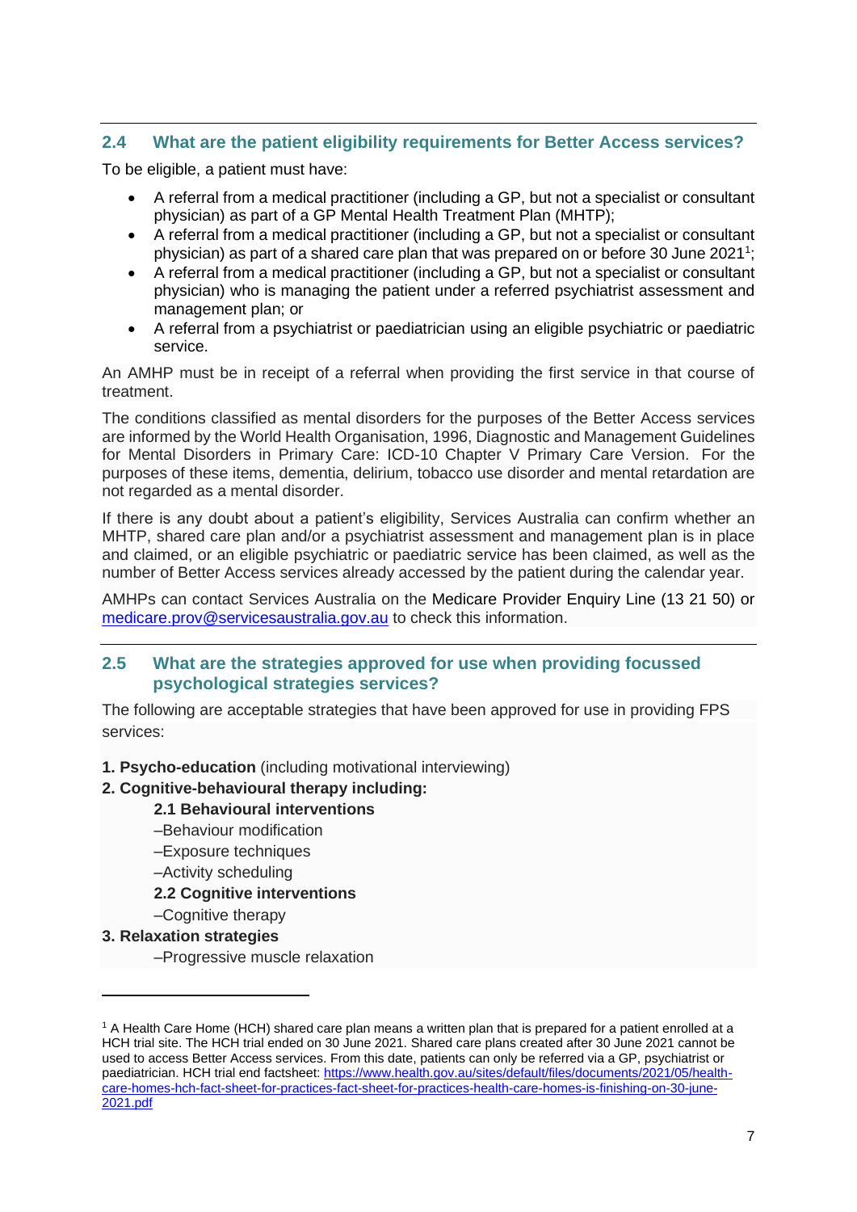## 2.4 What are the patient eligibility requirements for Better Access services?

To be eligible, a patient must have:

- A referral from a medical practitioner (including a GP, but not a specialist or consultant physician) as part of a GP Mental Health Treatment Plan (MHTP);
- A referral from a medical practitioner (including a GP, but not a specialist or consultant physician) as part of a shared care plan that was prepared on or before 30 June 2021[1];
- A referral from a medical practitioner (including a GP, but not a specialist or consultant physician) who is managing the patient under a referred psychiatrist assessment and management plan; or
- A referral from a psychiatrist or paediatrician using an eligible psychiatric or paediatric service.

An AMHP must be in receipt of a referral when providing the first service in that course of treatment.

The conditions classified as mental disorders for the purposes of the Better Access services are informed by the World Health Organisation, 1996, Diagnostic and Management Guidelines for Mental Disorders in Primary Care: ICD-10 Chapter V Primary Care Version. For the purposes of these items, dementia, delirium, tobacco use disorder and mental retardation are not regarded as a mental disorder.

If there is any doubt about a patient's eligibility, Services Australia can confirm whether an MHTP, shared care plan and/or a psychiatrist assessment and management plan is in place and claimed, or an eligible psychiatric or paediatric service has been claimed, as well as the number of Better Access services already accessed by the patient during the calendar year.

AMHPs can contact Services Australia on the Medicare Provider Enquiry Line (13 21 50) or medicare.prov@servicesaustralia.gov.au to check this information.

## 2.5 What are the strategies approved for use when providing focussed psychological strategies services?

The following are acceptable strategies that have been approved for use in providing FPS services:

**1. Psycho-education** (including motivational interviewing)

**2. Cognitive-behavioural therapy including:**

**2.1 Behavioural interventions**

–Behaviour modification

–Exposure techniques

–Activity scheduling

**2.2 Cognitive interventions**

–Cognitive therapy

**3. Relaxation strategies**

–Progressive muscle relaxation

---

[1] A Health Care Home (HCH) shared care plan means a written plan that is prepared for a patient enrolled at a HCH trial site. The HCH trial ended on 30 June 2021. Shared care plans created after 30 June 2021 cannot be used to access Better Access services. From this date, patients can only be referred via a GP, psychiatrist or paediatrician. HCH trial end factsheet: https://www.health.gov.au/sites/default/files/documents/2021/05/health-care-homes-hch-fact-sheet-for-practices-fact-sheet-for-practices-health-care-homes-is-finishing-on-30-june-2021.pdf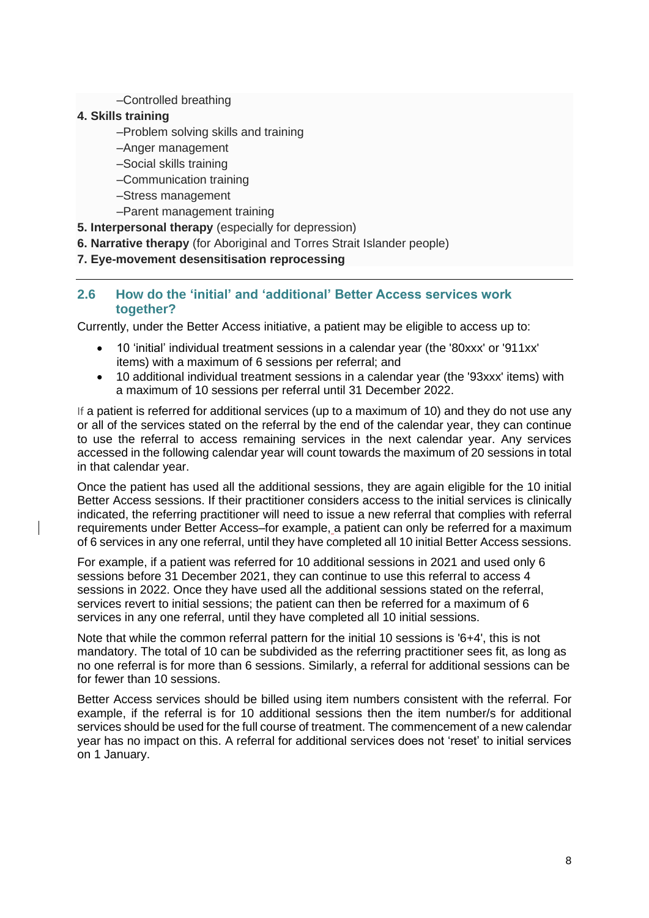–Controlled breathing

**4. Skills training**

–Problem solving skills and training

–Anger management

–Social skills training

–Communication training

–Stress management

–Parent management training

**5. Interpersonal therapy** (especially for depression)

**6. Narrative therapy** (for Aboriginal and Torres Strait Islander people)

**7. Eye-movement desensitisation reprocessing**

## 2.6 How do the 'initial' and 'additional' Better Access services work together?

Currently, under the Better Access initiative, a patient may be eligible to access up to:

- 10 'initial' individual treatment sessions in a calendar year (the '80xxx' or '911xx' items) with a maximum of 6 sessions per referral; and
- 10 additional individual treatment sessions in a calendar year (the '93xxx' items) with a maximum of 10 sessions per referral until 31 December 2022.

If a patient is referred for additional services (up to a maximum of 10) and they do not use any or all of the services stated on the referral by the end of the calendar year, they can continue to use the referral to access remaining services in the next calendar year. Any services accessed in the following calendar year will count towards the maximum of 20 sessions in total in that calendar year.

Once the patient has used all the additional sessions, they are again eligible for the 10 initial Better Access sessions. If their practitioner considers access to the initial services is clinically indicated, the referring practitioner will need to issue a new referral that complies with referral requirements under Better Access–for example, a patient can only be referred for a maximum of 6 services in any one referral, until they have completed all 10 initial Better Access sessions.

For example, if a patient was referred for 10 additional sessions in 2021 and used only 6 sessions before 31 December 2021, they can continue to use this referral to access 4 sessions in 2022. Once they have used all the additional sessions stated on the referral, services revert to initial sessions; the patient can then be referred for a maximum of 6 services in any one referral, until they have completed all 10 initial sessions.

Note that while the common referral pattern for the initial 10 sessions is '6+4', this is not mandatory. The total of 10 can be subdivided as the referring practitioner sees fit, as long as no one referral is for more than 6 sessions. Similarly, a referral for additional sessions can be for fewer than 10 sessions.

Better Access services should be billed using item numbers consistent with the referral. For example, if the referral is for 10 additional sessions then the item number/s for additional services should be used for the full course of treatment. The commencement of a new calendar year has no impact on this. A referral for additional services does not 'reset' to initial services on 1 January.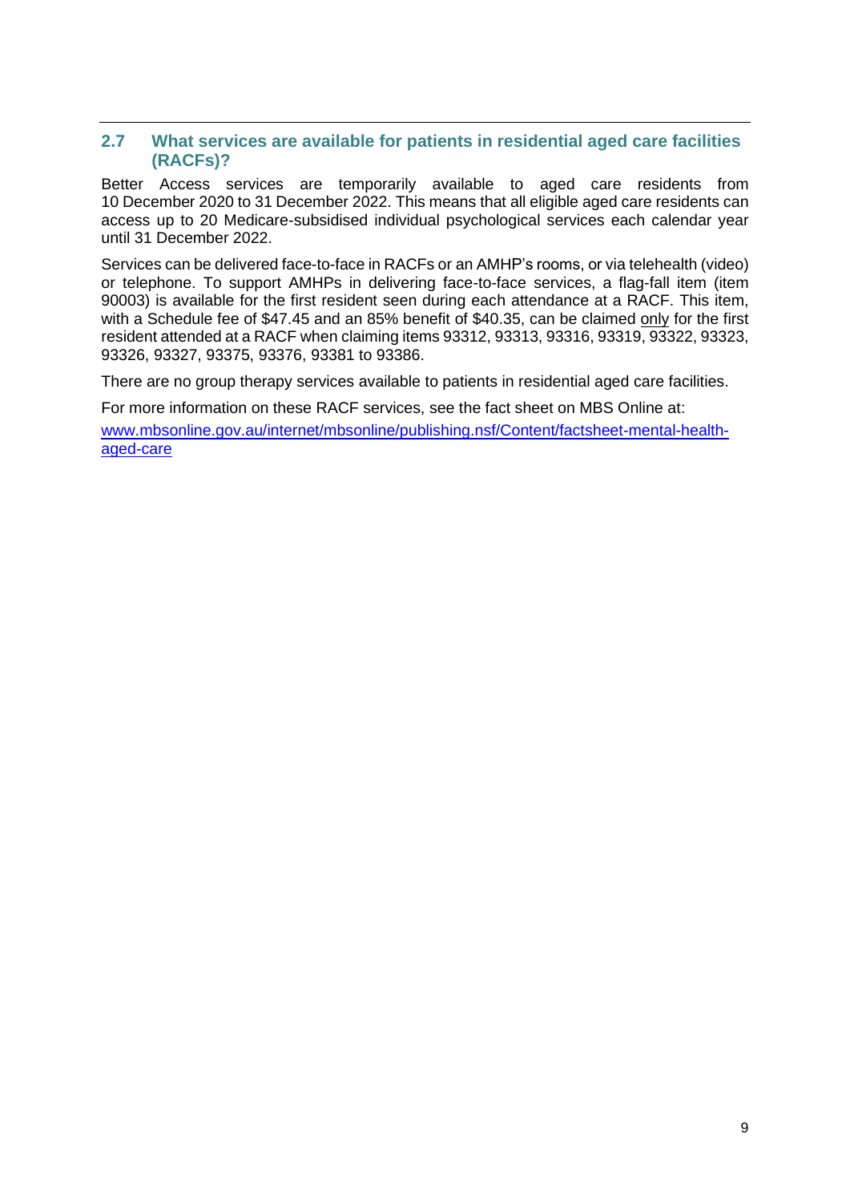## 2.7 What services are available for patients in residential aged care facilities (RACFs)?

Better Access services are temporarily available to aged care residents from 10 December 2020 to 31 December 2022. This means that all eligible aged care residents can access up to 20 Medicare-subsidised individual psychological services each calendar year until 31 December 2022.

Services can be delivered face-to-face in RACFs or an AMHP's rooms, or via telehealth (video) or telephone. To support AMHPs in delivering face-to-face services, a flag-fall item (item 90003) is available for the first resident seen during each attendance at a RACF. This item, with a Schedule fee of $47.45 and an 85% benefit of $40.35, can be claimed <u>only</u> for the first resident attended at a RACF when claiming items 93312, 93313, 93316, 93319, 93322, 93323, 93326, 93327, 93375, 93376, 93381 to 93386.

There are no group therapy services available to patients in residential aged care facilities.

For more information on these RACF services, see the fact sheet on MBS Online at:

[www.mbsonline.gov.au/internet/mbsonline/publishing.nsf/Content/factsheet-mental-health-aged-care](http://www.mbsonline.gov.au/internet/mbsonline/publishing.nsf/Content/factsheet-mental-health-aged-care)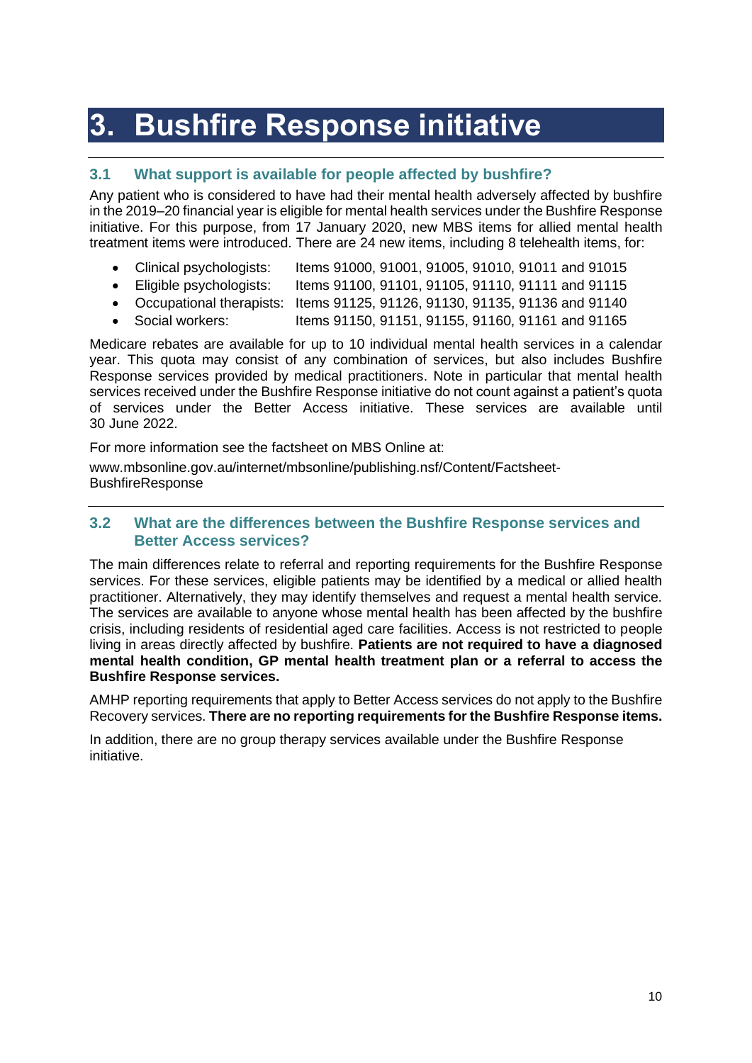# 3. Bushfire Response initiative

## 3.1 What support is available for people affected by bushfire?

Any patient who is considered to have had their mental health adversely affected by bushfire in the 2019–20 financial year is eligible for mental health services under the Bushfire Response initiative. For this purpose, from 17 January 2020, new MBS items for allied mental health treatment items were introduced. There are 24 new items, including 8 telehealth items, for:

- Clinical psychologists: Items 91000, 91001, 91005, 91010, 91011 and 91015
- Eligible psychologists: Items 91100, 91101, 91105, 91110, 91111 and 91115
- Occupational therapists: Items 91125, 91126, 91130, 91135, 91136 and 91140
- Social workers: Items 91150, 91151, 91155, 91160, 91161 and 91165

Medicare rebates are available for up to 10 individual mental health services in a calendar year. This quota may consist of any combination of services, but also includes Bushfire Response services provided by medical practitioners. Note in particular that mental health services received under the Bushfire Response initiative do not count against a patient's quota of services under the Better Access initiative. These services are available until 30 June 2022.

For more information see the factsheet on MBS Online at:

www.mbsonline.gov.au/internet/mbsonline/publishing.nsf/Content/Factsheet-BushfireResponse

## 3.2 What are the differences between the Bushfire Response services and Better Access services?

The main differences relate to referral and reporting requirements for the Bushfire Response services. For these services, eligible patients may be identified by a medical or allied health practitioner. Alternatively, they may identify themselves and request a mental health service. The services are available to anyone whose mental health has been affected by the bushfire crisis, including residents of residential aged care facilities. Access is not restricted to people living in areas directly affected by bushfire. **Patients are not required to have a diagnosed mental health condition, GP mental health treatment plan or a referral to access the Bushfire Response services.**

AMHP reporting requirements that apply to Better Access services do not apply to the Bushfire Recovery services. **There are no reporting requirements for the Bushfire Response items.**

In addition, there are no group therapy services available under the Bushfire Response initiative.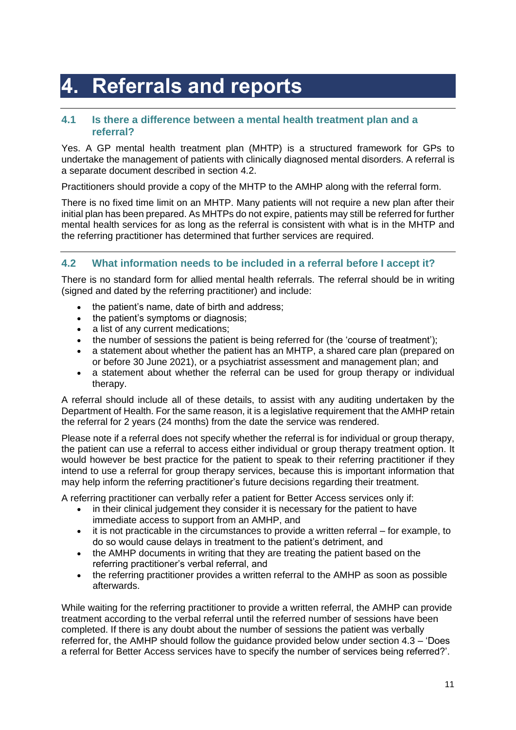# 4. Referrals and reports

## 4.1 Is there a difference between a mental health treatment plan and a referral?

Yes. A GP mental health treatment plan (MHTP) is a structured framework for GPs to undertake the management of patients with clinically diagnosed mental disorders. A referral is a separate document described in section 4.2.

Practitioners should provide a copy of the MHTP to the AMHP along with the referral form.

There is no fixed time limit on an MHTP. Many patients will not require a new plan after their initial plan has been prepared. As MHTPs do not expire, patients may still be referred for further mental health services for as long as the referral is consistent with what is in the MHTP and the referring practitioner has determined that further services are required.

## 4.2 What information needs to be included in a referral before I accept it?

There is no standard form for allied mental health referrals. The referral should be in writing (signed and dated by the referring practitioner) and include:

- the patient's name, date of birth and address;
- the patient's symptoms or diagnosis;
- a list of any current medications;
- the number of sessions the patient is being referred for (the 'course of treatment');
- a statement about whether the patient has an MHTP, a shared care plan (prepared on or before 30 June 2021), or a psychiatrist assessment and management plan; and
- a statement about whether the referral can be used for group therapy or individual therapy.

A referral should include all of these details, to assist with any auditing undertaken by the Department of Health. For the same reason, it is a legislative requirement that the AMHP retain the referral for 2 years (24 months) from the date the service was rendered.

Please note if a referral does not specify whether the referral is for individual or group therapy, the patient can use a referral to access either individual or group therapy treatment option. It would however be best practice for the patient to speak to their referring practitioner if they intend to use a referral for group therapy services, because this is important information that may help inform the referring practitioner's future decisions regarding their treatment.

A referring practitioner can verbally refer a patient for Better Access services only if:

- in their clinical judgement they consider it is necessary for the patient to have immediate access to support from an AMHP, and
- it is not practicable in the circumstances to provide a written referral – for example, to do so would cause delays in treatment to the patient's detriment, and
- the AMHP documents in writing that they are treating the patient based on the referring practitioner's verbal referral, and
- the referring practitioner provides a written referral to the AMHP as soon as possible afterwards.

While waiting for the referring practitioner to provide a written referral, the AMHP can provide treatment according to the verbal referral until the referred number of sessions have been completed. If there is any doubt about the number of sessions the patient was verbally referred for, the AMHP should follow the guidance provided below under section 4.3 – 'Does a referral for Better Access services have to specify the number of services being referred?'.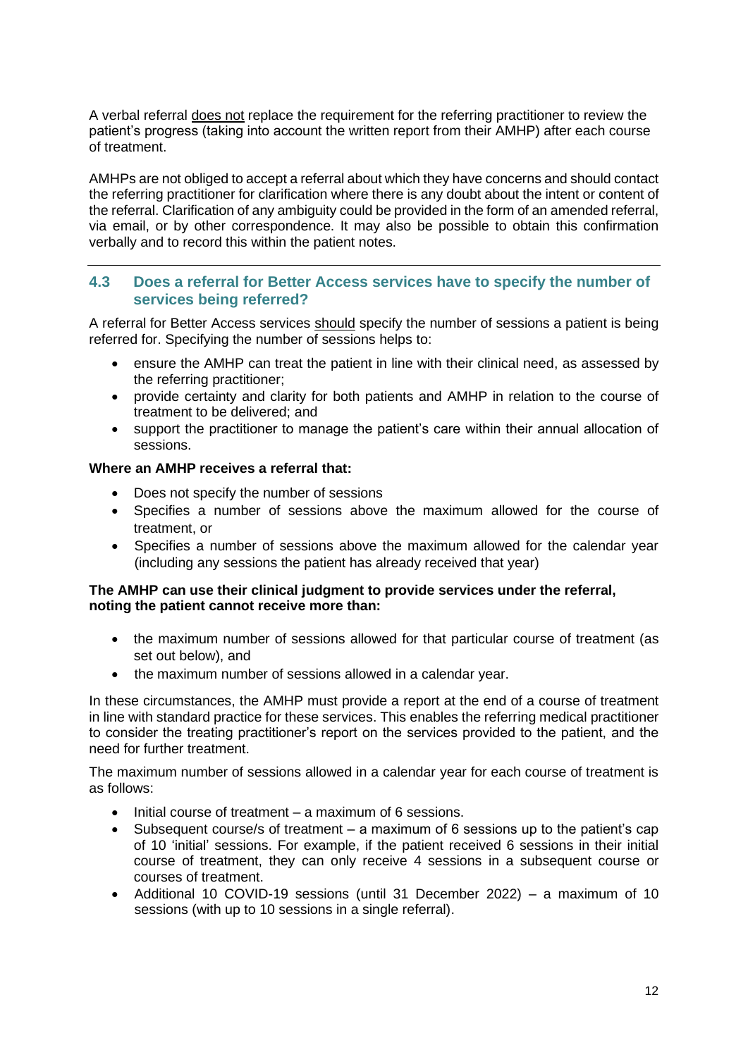A verbal referral does not replace the requirement for the referring practitioner to review the patient's progress (taking into account the written report from their AMHP) after each course of treatment.

AMHPs are not obliged to accept a referral about which they have concerns and should contact the referring practitioner for clarification where there is any doubt about the intent or content of the referral. Clarification of any ambiguity could be provided in the form of an amended referral, via email, or by other correspondence. It may also be possible to obtain this confirmation verbally and to record this within the patient notes.

## 4.3 Does a referral for Better Access services have to specify the number of services being referred?

A referral for Better Access services should specify the number of sessions a patient is being referred for. Specifying the number of sessions helps to:

- ensure the AMHP can treat the patient in line with their clinical need, as assessed by the referring practitioner;
- provide certainty and clarity for both patients and AMHP in relation to the course of treatment to be delivered; and
- support the practitioner to manage the patient's care within their annual allocation of sessions.

**Where an AMHP receives a referral that:**

- Does not specify the number of sessions
- Specifies a number of sessions above the maximum allowed for the course of treatment, or
- Specifies a number of sessions above the maximum allowed for the calendar year (including any sessions the patient has already received that year)

**The AMHP can use their clinical judgment to provide services under the referral, noting the patient cannot receive more than:**

- the maximum number of sessions allowed for that particular course of treatment (as set out below), and
- the maximum number of sessions allowed in a calendar year.

In these circumstances, the AMHP must provide a report at the end of a course of treatment in line with standard practice for these services. This enables the referring medical practitioner to consider the treating practitioner's report on the services provided to the patient, and the need for further treatment.

The maximum number of sessions allowed in a calendar year for each course of treatment is as follows:

- Initial course of treatment – a maximum of 6 sessions.
- Subsequent course/s of treatment – a maximum of 6 sessions up to the patient's cap of 10 'initial' sessions. For example, if the patient received 6 sessions in their initial course of treatment, they can only receive 4 sessions in a subsequent course or courses of treatment.
- Additional 10 COVID-19 sessions (until 31 December 2022) – a maximum of 10 sessions (with up to 10 sessions in a single referral).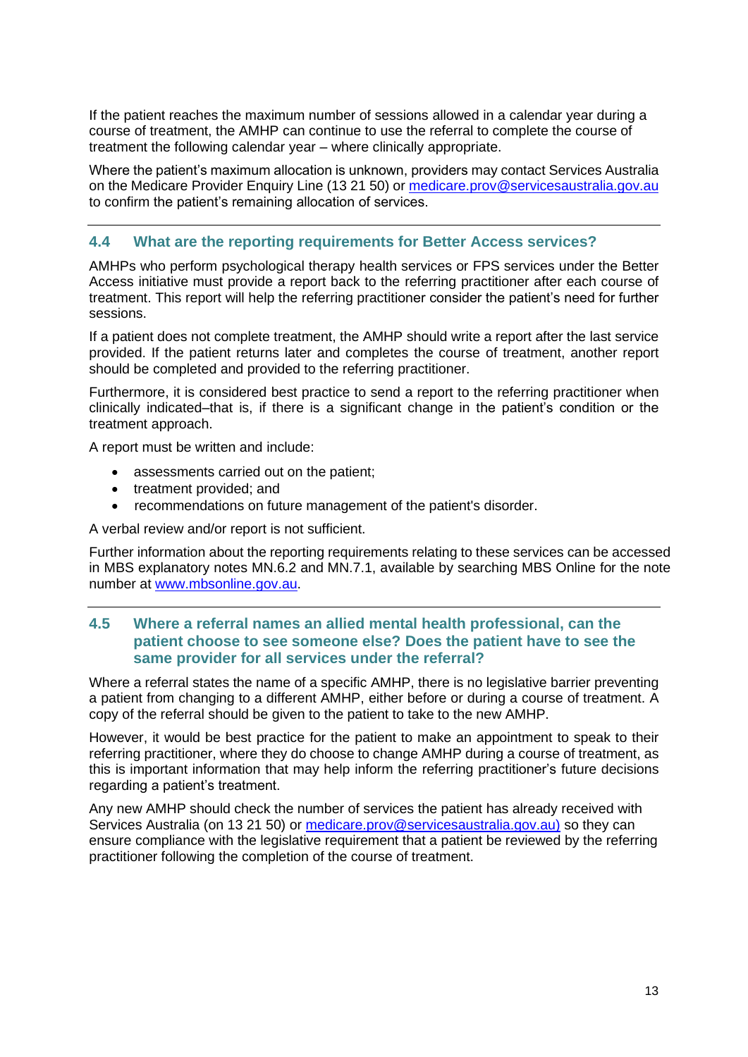If the patient reaches the maximum number of sessions allowed in a calendar year during a course of treatment, the AMHP can continue to use the referral to complete the course of treatment the following calendar year – where clinically appropriate.

Where the patient's maximum allocation is unknown, providers may contact Services Australia on the Medicare Provider Enquiry Line (13 21 50) or [medicare.prov@servicesaustralia.gov.au](mailto:medicare.prov@servicesaustralia.gov.au) to confirm the patient's remaining allocation of services.

---

### 4.4 What are the reporting requirements for Better Access services?

AMHPs who perform psychological therapy health services or FPS services under the Better Access initiative must provide a report back to the referring practitioner after each course of treatment. This report will help the referring practitioner consider the patient's need for further sessions.

If a patient does not complete treatment, the AMHP should write a report after the last service provided. If the patient returns later and completes the course of treatment, another report should be completed and provided to the referring practitioner.

Furthermore, it is considered best practice to send a report to the referring practitioner when clinically indicated–that is, if there is a significant change in the patient's condition or the treatment approach.

A report must be written and include:

- assessments carried out on the patient;
- treatment provided; and
- recommendations on future management of the patient's disorder.

A verbal review and/or report is not sufficient.

Further information about the reporting requirements relating to these services can be accessed in MBS explanatory notes MN.6.2 and MN.7.1, available by searching MBS Online for the note number at [www.mbsonline.gov.au](http://www.mbsonline.gov.au).

---

### 4.5 Where a referral names an allied mental health professional, can the patient choose to see someone else? Does the patient have to see the same provider for all services under the referral?

Where a referral states the name of a specific AMHP, there is no legislative barrier preventing a patient from changing to a different AMHP, either before or during a course of treatment. A copy of the referral should be given to the patient to take to the new AMHP.

However, it would be best practice for the patient to make an appointment to speak to their referring practitioner, where they do choose to change AMHP during a course of treatment, as this is important information that may help inform the referring practitioner's future decisions regarding a patient's treatment.

Any new AMHP should check the number of services the patient has already received with Services Australia (on 13 21 50) or [medicare.prov@servicesaustralia.gov.au)](mailto:medicare.prov@servicesaustralia.gov.au) so they can ensure compliance with the legislative requirement that a patient be reviewed by the referring practitioner following the completion of the course of treatment.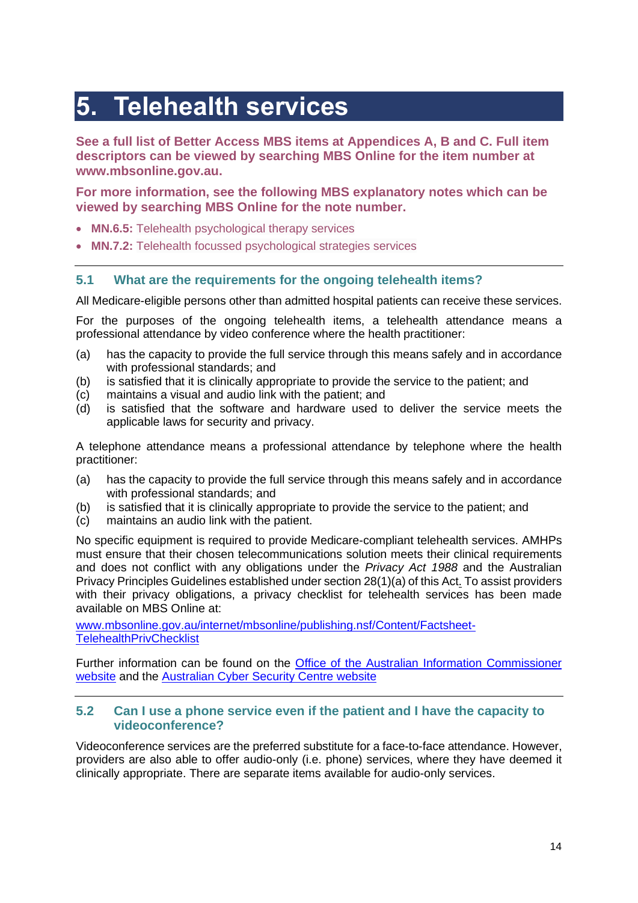# 5. Telehealth services

**See a full list of Better Access MBS items at Appendices A, B and C. Full item descriptors can be viewed by searching MBS Online for the item number at www.mbsonline.gov.au.**

**For more information, see the following MBS explanatory notes which can be viewed by searching MBS Online for the note number.**

- **MN.6.5:** Telehealth psychological therapy services
- **MN.7.2:** Telehealth focussed psychological strategies services

---

## 5.1 What are the requirements for the ongoing telehealth items?

All Medicare-eligible persons other than admitted hospital patients can receive these services.

For the purposes of the ongoing telehealth items, a telehealth attendance means a professional attendance by video conference where the health practitioner:

(a) has the capacity to provide the full service through this means safely and in accordance with professional standards; and
(b) is satisfied that it is clinically appropriate to provide the service to the patient; and
(c) maintains a visual and audio link with the patient; and
(d) is satisfied that the software and hardware used to deliver the service meets the applicable laws for security and privacy.

A telephone attendance means a professional attendance by telephone where the health practitioner:

(a) has the capacity to provide the full service through this means safely and in accordance with professional standards; and
(b) is satisfied that it is clinically appropriate to provide the service to the patient; and
(c) maintains an audio link with the patient.

No specific equipment is required to provide Medicare-compliant telehealth services. AMHPs must ensure that their chosen telecommunications solution meets their clinical requirements and does not conflict with any obligations under the *Privacy Act 1988* and the Australian Privacy Principles Guidelines established under section 28(1)(a) of this Act. To assist providers with their privacy obligations, a privacy checklist for telehealth services has been made available on MBS Online at:

www.mbsonline.gov.au/internet/mbsonline/publishing.nsf/Content/Factsheet-TelehealthPrivChecklist

Further information can be found on the Office of the Australian Information Commissioner website and the Australian Cyber Security Centre website

---

## 5.2 Can I use a phone service even if the patient and I have the capacity to videoconference?

Videoconference services are the preferred substitute for a face-to-face attendance. However, providers are also able to offer audio-only (i.e. phone) services, where they have deemed it clinically appropriate. There are separate items available for audio-only services.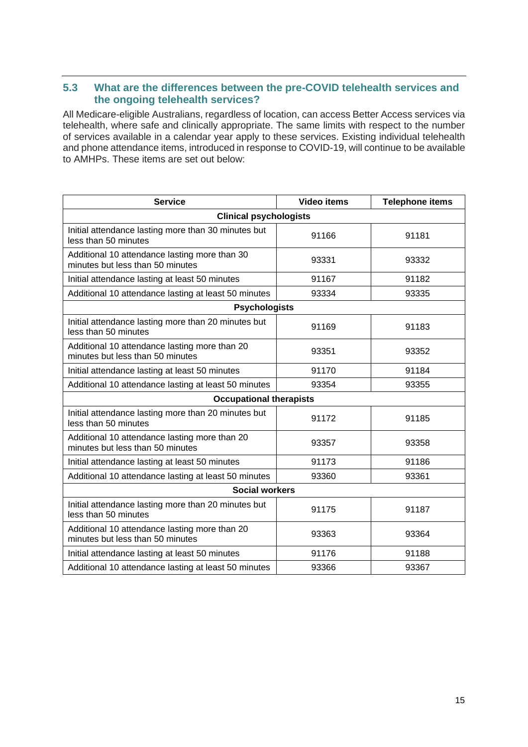## 5.3 What are the differences between the pre-COVID telehealth services and the ongoing telehealth services?

All Medicare-eligible Australians, regardless of location, can access Better Access services via telehealth, where safe and clinically appropriate. The same limits with respect to the number of services available in a calendar year apply to these services. Existing individual telehealth and phone attendance items, introduced in response to COVID-19, will continue to be available to AMHPs. These items are set out below:

| Service | Video items | Telephone items |
|---|---|---|
| **Clinical psychologists** | | |
| Initial attendance lasting more than 30 minutes but less than 50 minutes | 91166 | 91181 |
| Additional 10 attendance lasting more than 30 minutes but less than 50 minutes | 93331 | 93332 |
| Initial attendance lasting at least 50 minutes | 91167 | 91182 |
| Additional 10 attendance lasting at least 50 minutes | 93334 | 93335 |
| **Psychologists** | | |
| Initial attendance lasting more than 20 minutes but less than 50 minutes | 91169 | 91183 |
| Additional 10 attendance lasting more than 20 minutes but less than 50 minutes | 93351 | 93352 |
| Initial attendance lasting at least 50 minutes | 91170 | 91184 |
| Additional 10 attendance lasting at least 50 minutes | 93354 | 93355 |
| **Occupational therapists** | | |
| Initial attendance lasting more than 20 minutes but less than 50 minutes | 91172 | 91185 |
| Additional 10 attendance lasting more than 20 minutes but less than 50 minutes | 93357 | 93358 |
| Initial attendance lasting at least 50 minutes | 91173 | 91186 |
| Additional 10 attendance lasting at least 50 minutes | 93360 | 93361 |
| **Social workers** | | |
| Initial attendance lasting more than 20 minutes but less than 50 minutes | 91175 | 91187 |
| Additional 10 attendance lasting more than 20 minutes but less than 50 minutes | 93363 | 93364 |
| Initial attendance lasting at least 50 minutes | 91176 | 91188 |
| Additional 10 attendance lasting at least 50 minutes | 93366 | 93367 |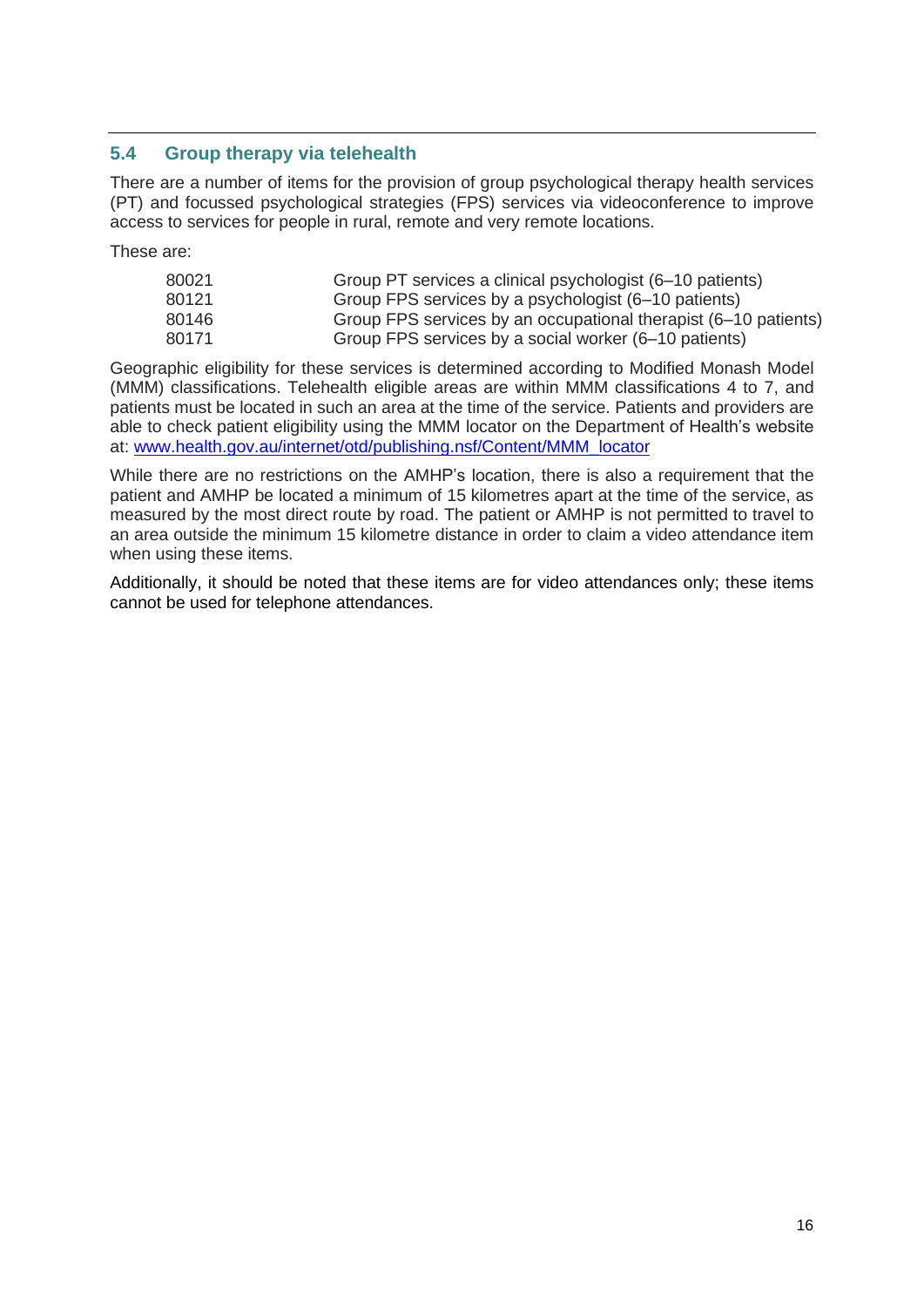## 5.4 Group therapy via telehealth

There are a number of items for the provision of group psychological therapy health services (PT) and focussed psychological strategies (FPS) services via videoconference to improve access to services for people in rural, remote and very remote locations.

These are:

| | |
|---|---|
| 80021 | Group PT services a clinical psychologist (6–10 patients) |
| 80121 | Group FPS services by a psychologist (6–10 patients) |
| 80146 | Group FPS services by an occupational therapist (6–10 patients) |
| 80171 | Group FPS services by a social worker (6–10 patients) |

Geographic eligibility for these services is determined according to Modified Monash Model (MMM) classifications. Telehealth eligible areas are within MMM classifications 4 to 7, and patients must be located in such an area at the time of the service. Patients and providers are able to check patient eligibility using the MMM locator on the Department of Health's website at: [www.health.gov.au/internet/otd/publishing.nsf/Content/MMM_locator](www.health.gov.au/internet/otd/publishing.nsf/Content/MMM_locator)

While there are no restrictions on the AMHP's location, there is also a requirement that the patient and AMHP be located a minimum of 15 kilometres apart at the time of the service, as measured by the most direct route by road. The patient or AMHP is not permitted to travel to an area outside the minimum 15 kilometre distance in order to claim a video attendance item when using these items.

Additionally, it should be noted that these items are for video attendances only; these items cannot be used for telephone attendances.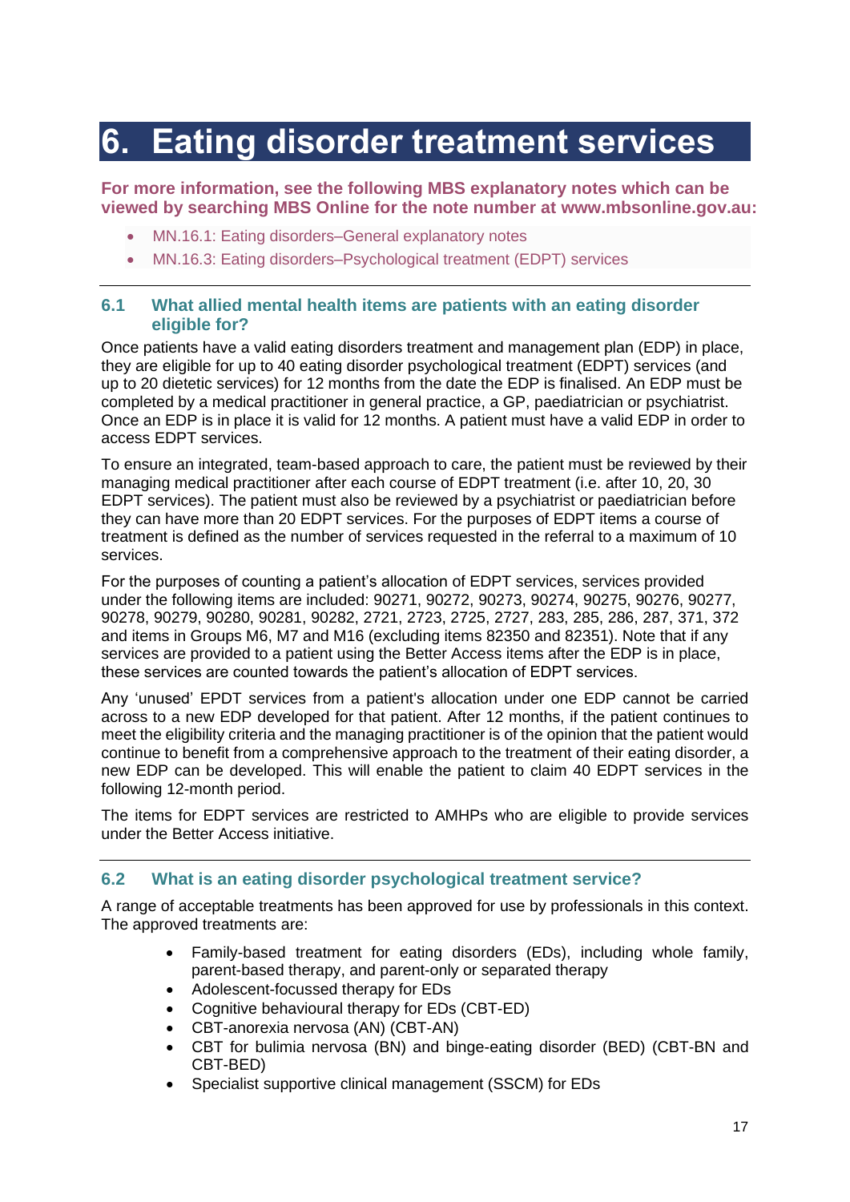# 6. Eating disorder treatment services

**For more information, see the following MBS explanatory notes which can be viewed by searching MBS Online for the note number at www.mbsonline.gov.au:**

- MN.16.1: Eating disorders–General explanatory notes
- MN.16.3: Eating disorders–Psychological treatment (EDPT) services

## 6.1 What allied mental health items are patients with an eating disorder eligible for?

Once patients have a valid eating disorders treatment and management plan (EDP) in place, they are eligible for up to 40 eating disorder psychological treatment (EDPT) services (and up to 20 dietetic services) for 12 months from the date the EDP is finalised. An EDP must be completed by a medical practitioner in general practice, a GP, paediatrician or psychiatrist. Once an EDP is in place it is valid for 12 months. A patient must have a valid EDP in order to access EDPT services.

To ensure an integrated, team-based approach to care, the patient must be reviewed by their managing medical practitioner after each course of EDPT treatment (i.e. after 10, 20, 30 EDPT services). The patient must also be reviewed by a psychiatrist or paediatrician before they can have more than 20 EDPT services. For the purposes of EDPT items a course of treatment is defined as the number of services requested in the referral to a maximum of 10 services.

For the purposes of counting a patient's allocation of EDPT services, services provided under the following items are included: 90271, 90272, 90273, 90274, 90275, 90276, 90277, 90278, 90279, 90280, 90281, 90282, 2721, 2723, 2725, 2727, 283, 285, 286, 287, 371, 372 and items in Groups M6, M7 and M16 (excluding items 82350 and 82351). Note that if any services are provided to a patient using the Better Access items after the EDP is in place, these services are counted towards the patient's allocation of EDPT services.

Any 'unused' EPDT services from a patient's allocation under one EDP cannot be carried across to a new EDP developed for that patient. After 12 months, if the patient continues to meet the eligibility criteria and the managing practitioner is of the opinion that the patient would continue to benefit from a comprehensive approach to the treatment of their eating disorder, a new EDP can be developed. This will enable the patient to claim 40 EDPT services in the following 12-month period.

The items for EDPT services are restricted to AMHPs who are eligible to provide services under the Better Access initiative.

## 6.2 What is an eating disorder psychological treatment service?

A range of acceptable treatments has been approved for use by professionals in this context. The approved treatments are:

- Family-based treatment for eating disorders (EDs), including whole family, parent-based therapy, and parent-only or separated therapy
- Adolescent-focussed therapy for EDs
- Cognitive behavioural therapy for EDs (CBT-ED)
- CBT-anorexia nervosa (AN) (CBT-AN)
- CBT for bulimia nervosa (BN) and binge-eating disorder (BED) (CBT-BN and CBT-BED)
- Specialist supportive clinical management (SSCM) for EDs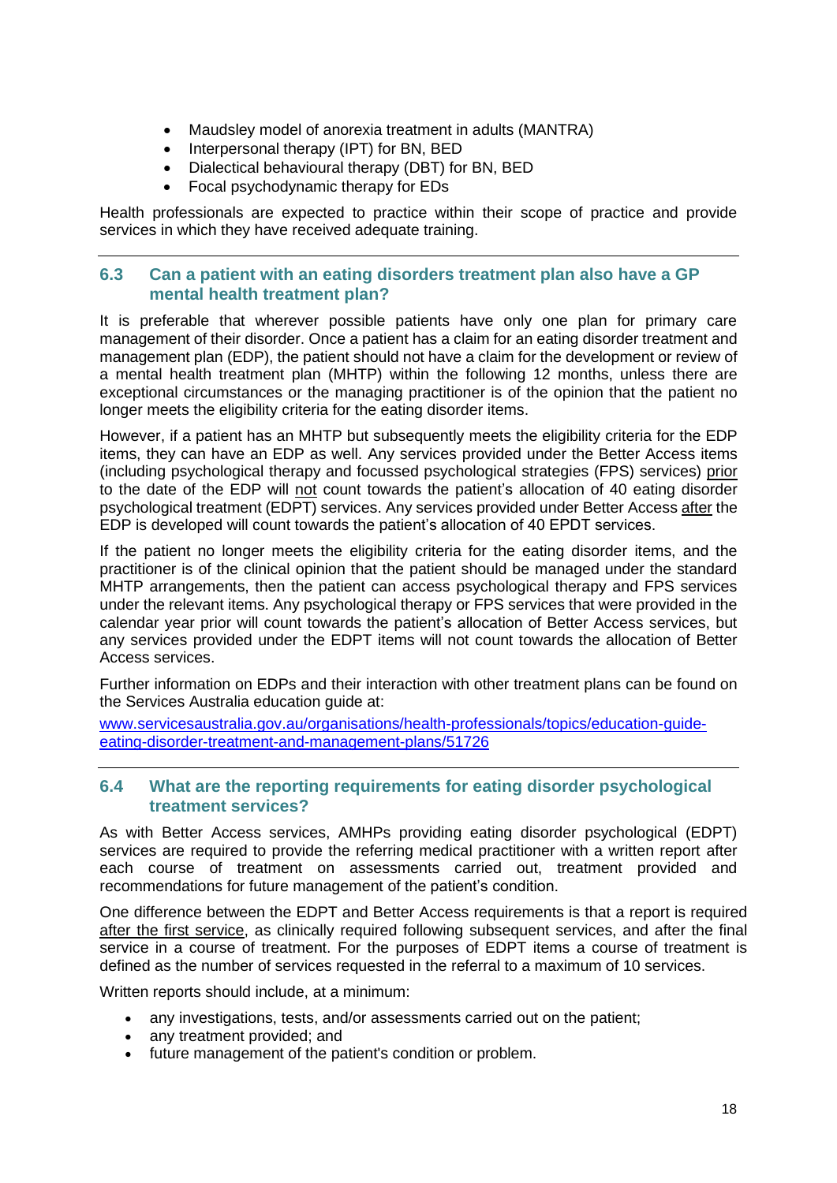- Maudsley model of anorexia treatment in adults (MANTRA)
- Interpersonal therapy (IPT) for BN, BED
- Dialectical behavioural therapy (DBT) for BN, BED
- Focal psychodynamic therapy for EDs

Health professionals are expected to practice within their scope of practice and provide services in which they have received adequate training.

## 6.3 Can a patient with an eating disorders treatment plan also have a GP mental health treatment plan?

It is preferable that wherever possible patients have only one plan for primary care management of their disorder. Once a patient has a claim for an eating disorder treatment and management plan (EDP), the patient should not have a claim for the development or review of a mental health treatment plan (MHTP) within the following 12 months, unless there are exceptional circumstances or the managing practitioner is of the opinion that the patient no longer meets the eligibility criteria for the eating disorder items.

However, if a patient has an MHTP but subsequently meets the eligibility criteria for the EDP items, they can have an EDP as well. Any services provided under the Better Access items (including psychological therapy and focussed psychological strategies (FPS) services) prior to the date of the EDP will not count towards the patient's allocation of 40 eating disorder psychological treatment (EDPT) services. Any services provided under Better Access after the EDP is developed will count towards the patient's allocation of 40 EPDT services.

If the patient no longer meets the eligibility criteria for the eating disorder items, and the practitioner is of the clinical opinion that the patient should be managed under the standard MHTP arrangements, then the patient can access psychological therapy and FPS services under the relevant items. Any psychological therapy or FPS services that were provided in the calendar year prior will count towards the patient's allocation of Better Access services, but any services provided under the EDPT items will not count towards the allocation of Better Access services.

Further information on EDPs and their interaction with other treatment plans can be found on the Services Australia education guide at:

[www.servicesaustralia.gov.au/organisations/health-professionals/topics/education-guide-eating-disorder-treatment-and-management-plans/51726](www.servicesaustralia.gov.au/organisations/health-professionals/topics/education-guide-eating-disorder-treatment-and-management-plans/51726)

## 6.4 What are the reporting requirements for eating disorder psychological treatment services?

As with Better Access services, AMHPs providing eating disorder psychological (EDPT) services are required to provide the referring medical practitioner with a written report after each course of treatment on assessments carried out, treatment provided and recommendations for future management of the patient's condition.

One difference between the EDPT and Better Access requirements is that a report is required after the first service, as clinically required following subsequent services, and after the final service in a course of treatment. For the purposes of EDPT items a course of treatment is defined as the number of services requested in the referral to a maximum of 10 services.

Written reports should include, at a minimum:

- any investigations, tests, and/or assessments carried out on the patient;
- any treatment provided; and
- future management of the patient's condition or problem.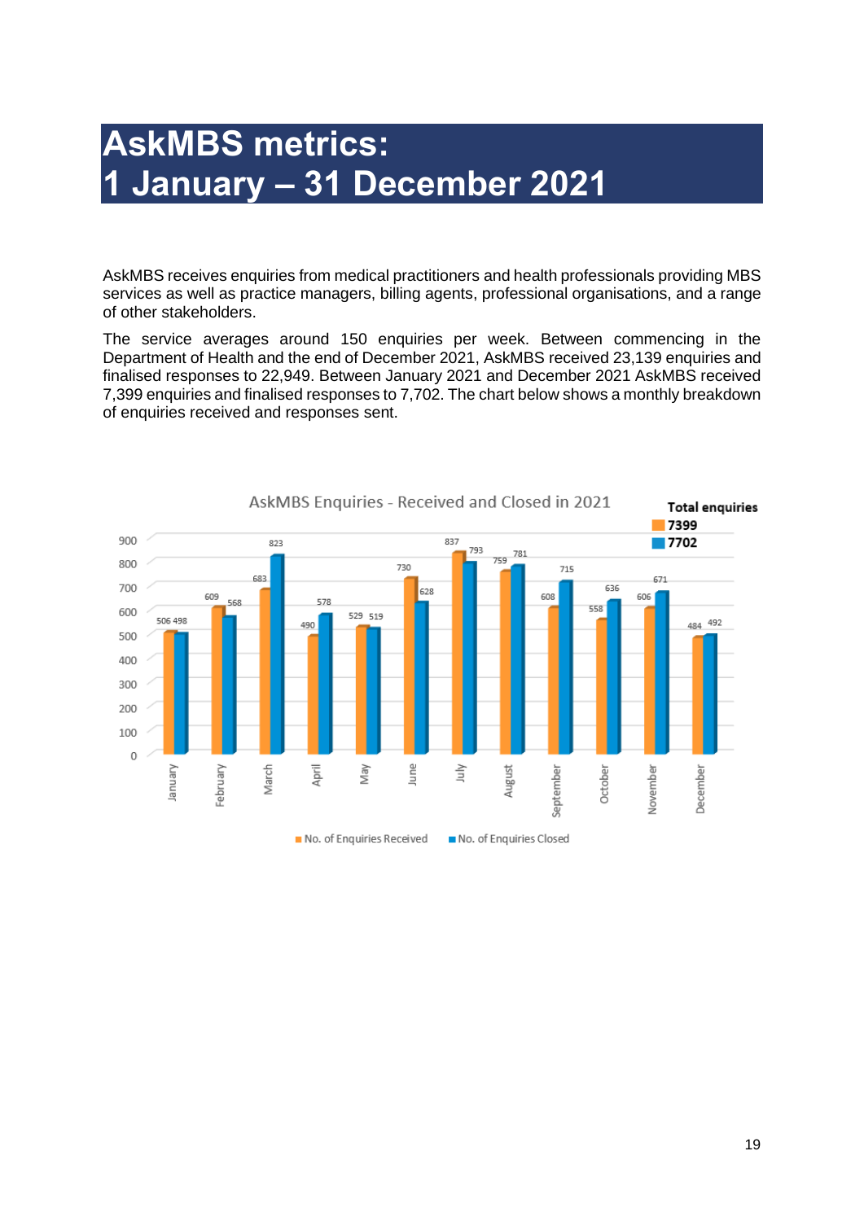# AskMBS metrics:
# 1 January – 31 December 2021

AskMBS receives enquiries from medical practitioners and health professionals providing MBS services as well as practice managers, billing agents, professional organisations, and a range of other stakeholders.

The service averages around 150 enquiries per week. Between commencing in the Department of Health and the end of December 2021, AskMBS received 23,139 enquiries and finalised responses to 22,949. Between January 2021 and December 2021 AskMBS received 7,399 enquiries and finalised responses to 7,702. The chart below shows a monthly breakdown of enquiries received and responses sent.

AskMBS Enquiries - Received and Closed in 2021

| Month | No. of Enquiries Received | No. of Enquiries Closed |
|---|---|---|
| January | 506 | 498 |
| February | 609 | 568 |
| March | 683 | 823 |
| April | 490 | 578 |
| May | 529 | 519 |
| June | 730 | 628 |
| July | 837 | 793 |
| August | 759 | 781 |
| September | 608 | 715 |
| October | 558 | 636 |
| November | 606 | 671 |
| December | 484 | 492 |
| **Total enquiries** | **7399** | **7702** |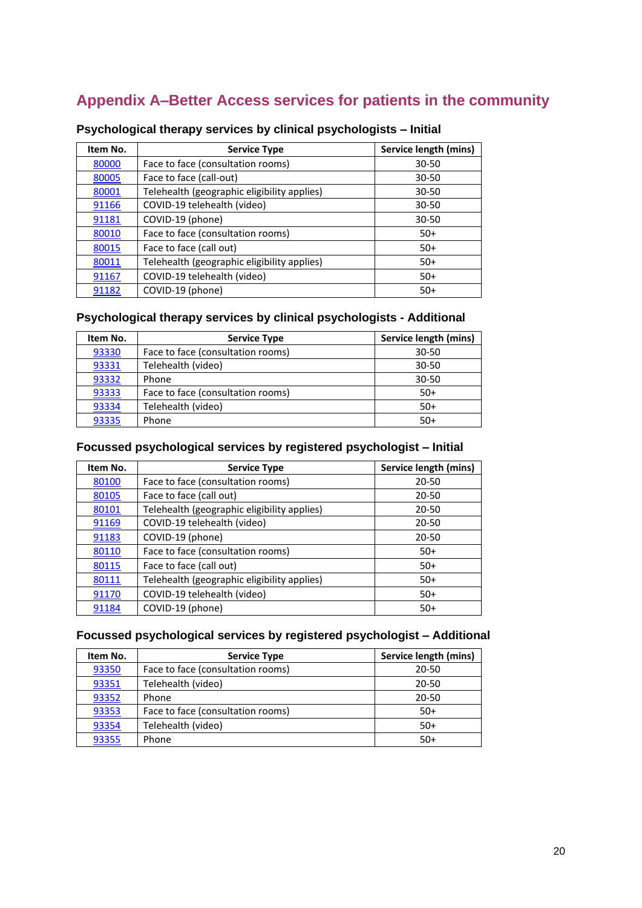## Appendix A–Better Access services for patients in the community

### Psychological therapy services by clinical psychologists – Initial

| Item No. | Service Type | Service length (mins) |
|---|---|---|
| 80000 | Face to face (consultation rooms) | 30-50 |
| 80005 | Face to face (call-out) | 30-50 |
| 80001 | Telehealth (geographic eligibility applies) | 30-50 |
| 91166 | COVID-19 telehealth (video) | 30-50 |
| 91181 | COVID-19 (phone) | 30-50 |
| 80010 | Face to face (consultation rooms) | 50+ |
| 80015 | Face to face (call out) | 50+ |
| 80011 | Telehealth (geographic eligibility applies) | 50+ |
| 91167 | COVID-19 telehealth (video) | 50+ |
| 91182 | COVID-19 (phone) | 50+ |

### Psychological therapy services by clinical psychologists - Additional

| Item No. | Service Type | Service length (mins) |
|---|---|---|
| 93330 | Face to face (consultation rooms) | 30-50 |
| 93331 | Telehealth (video) | 30-50 |
| 93332 | Phone | 30-50 |
| 93333 | Face to face (consultation rooms) | 50+ |
| 93334 | Telehealth (video) | 50+ |
| 93335 | Phone | 50+ |

### Focussed psychological services by registered psychologist – Initial

| Item No. | Service Type | Service length (mins) |
|---|---|---|
| 80100 | Face to face (consultation rooms) | 20-50 |
| 80105 | Face to face (call out) | 20-50 |
| 80101 | Telehealth (geographic eligibility applies) | 20-50 |
| 91169 | COVID-19 telehealth (video) | 20-50 |
| 91183 | COVID-19 (phone) | 20-50 |
| 80110 | Face to face (consultation rooms) | 50+ |
| 80115 | Face to face (call out) | 50+ |
| 80111 | Telehealth (geographic eligibility applies) | 50+ |
| 91170 | COVID-19 telehealth (video) | 50+ |
| 91184 | COVID-19 (phone) | 50+ |

### Focussed psychological services by registered psychologist – Additional

| Item No. | Service Type | Service length (mins) |
|---|---|---|
| 93350 | Face to face (consultation rooms) | 20-50 |
| 93351 | Telehealth (video) | 20-50 |
| 93352 | Phone | 20-50 |
| 93353 | Face to face (consultation rooms) | 50+ |
| 93354 | Telehealth (video) | 50+ |
| 93355 | Phone | 50+ |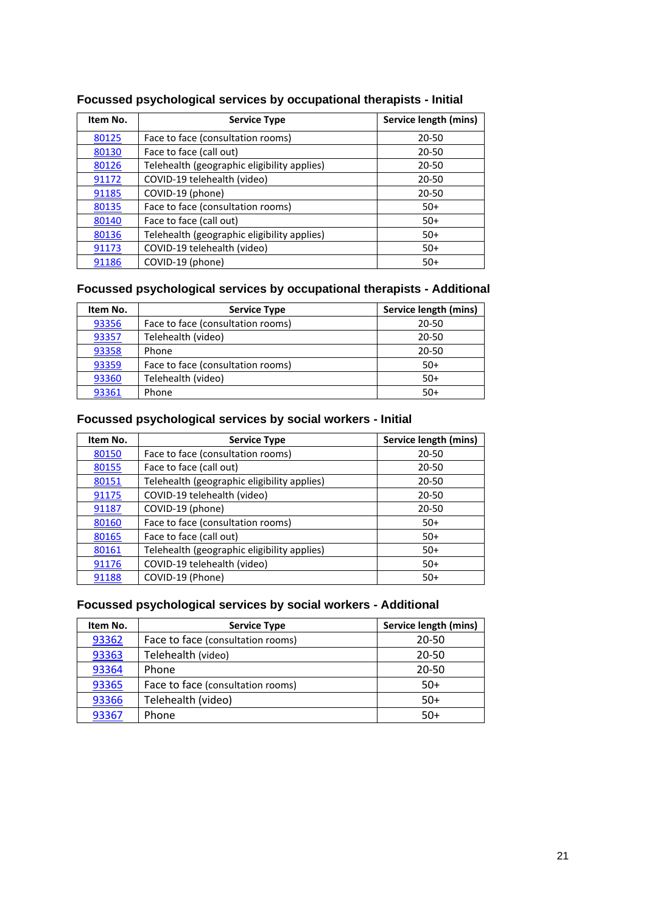### Focussed psychological services by occupational therapists - Initial

| Item No. | Service Type | Service length (mins) |
|---|---|---|
| 80125 | Face to face (consultation rooms) | 20-50 |
| 80130 | Face to face (call out) | 20-50 |
| 80126 | Telehealth (geographic eligibility applies) | 20-50 |
| 91172 | COVID-19 telehealth (video) | 20-50 |
| 91185 | COVID-19 (phone) | 20-50 |
| 80135 | Face to face (consultation rooms) | 50+ |
| 80140 | Face to face (call out) | 50+ |
| 80136 | Telehealth (geographic eligibility applies) | 50+ |
| 91173 | COVID-19 telehealth (video) | 50+ |
| 91186 | COVID-19 (phone) | 50+ |

### Focussed psychological services by occupational therapists - Additional

| Item No. | Service Type | Service length (mins) |
|---|---|---|
| 93356 | Face to face (consultation rooms) | 20-50 |
| 93357 | Telehealth (video) | 20-50 |
| 93358 | Phone | 20-50 |
| 93359 | Face to face (consultation rooms) | 50+ |
| 93360 | Telehealth (video) | 50+ |
| 93361 | Phone | 50+ |

### Focussed psychological services by social workers - Initial

| Item No. | Service Type | Service length (mins) |
|---|---|---|
| 80150 | Face to face (consultation rooms) | 20-50 |
| 80155 | Face to face (call out) | 20-50 |
| 80151 | Telehealth (geographic eligibility applies) | 20-50 |
| 91175 | COVID-19 telehealth (video) | 20-50 |
| 91187 | COVID-19 (phone) | 20-50 |
| 80160 | Face to face (consultation rooms) | 50+ |
| 80165 | Face to face (call out) | 50+ |
| 80161 | Telehealth (geographic eligibility applies) | 50+ |
| 91176 | COVID-19 telehealth (video) | 50+ |
| 91188 | COVID-19 (Phone) | 50+ |

### Focussed psychological services by social workers - Additional

| Item No. | Service Type | Service length (mins) |
|---|---|---|
| 93362 | Face to face (consultation rooms) | 20-50 |
| 93363 | Telehealth (video) | 20-50 |
| 93364 | Phone | 20-50 |
| 93365 | Face to face (consultation rooms) | 50+ |
| 93366 | Telehealth (video) | 50+ |
| 93367 | Phone | 50+ |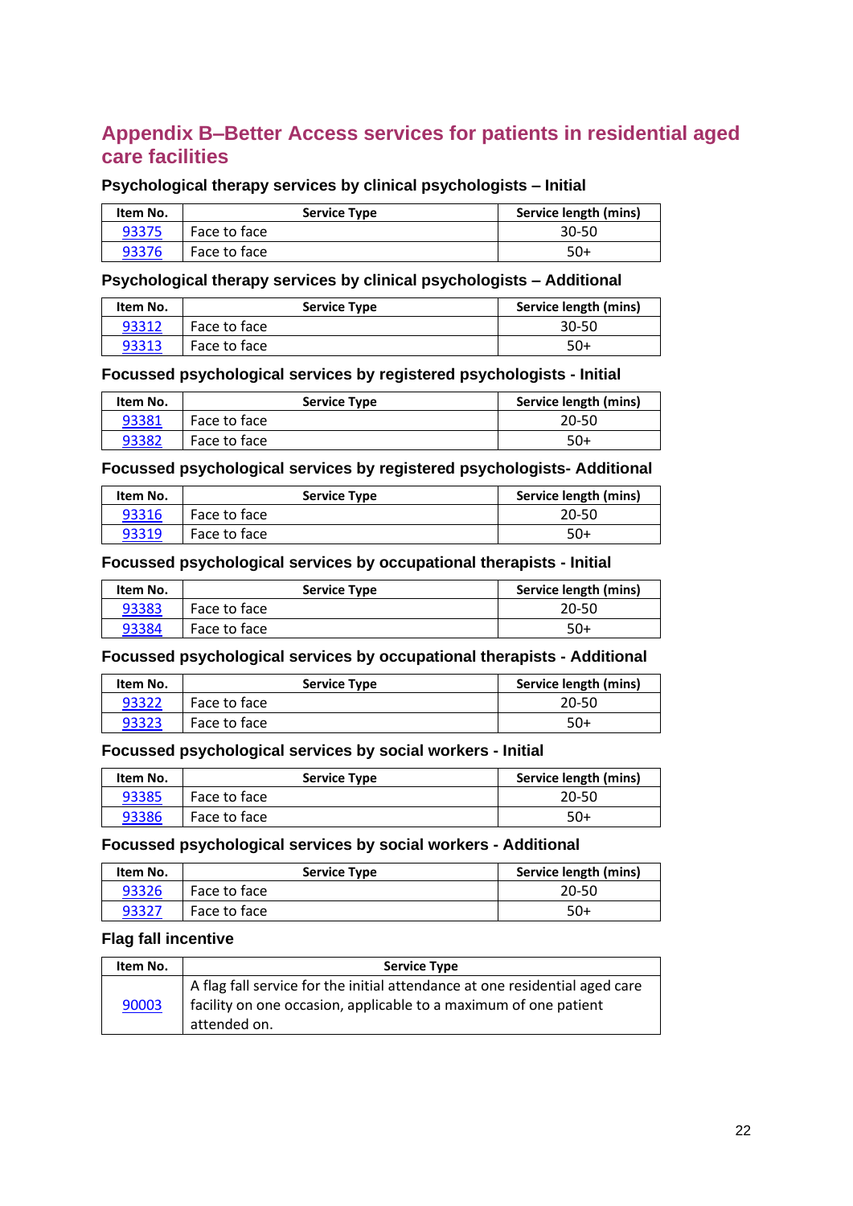## Appendix B–Better Access services for patients in residential aged care facilities

### Psychological therapy services by clinical psychologists – Initial

| Item No. | Service Type | Service length (mins) |
|---|---|---|
| 93375 | Face to face | 30-50 |
| 93376 | Face to face | 50+ |

### Psychological therapy services by clinical psychologists – Additional

| Item No. | Service Type | Service length (mins) |
|---|---|---|
| 93312 | Face to face | 30-50 |
| 93313 | Face to face | 50+ |

### Focussed psychological services by registered psychologists - Initial

| Item No. | Service Type | Service length (mins) |
|---|---|---|
| 93381 | Face to face | 20-50 |
| 93382 | Face to face | 50+ |

### Focussed psychological services by registered psychologists- Additional

| Item No. | Service Type | Service length (mins) |
|---|---|---|
| 93316 | Face to face | 20-50 |
| 93319 | Face to face | 50+ |

### Focussed psychological services by occupational therapists - Initial

| Item No. | Service Type | Service length (mins) |
|---|---|---|
| 93383 | Face to face | 20-50 |
| 93384 | Face to face | 50+ |

### Focussed psychological services by occupational therapists - Additional

| Item No. | Service Type | Service length (mins) |
|---|---|---|
| 93322 | Face to face | 20-50 |
| 93323 | Face to face | 50+ |

### Focussed psychological services by social workers - Initial

| Item No. | Service Type | Service length (mins) |
|---|---|---|
| 93385 | Face to face | 20-50 |
| 93386 | Face to face | 50+ |

### Focussed psychological services by social workers - Additional

| Item No. | Service Type | Service length (mins) |
|---|---|---|
| 93326 | Face to face | 20-50 |
| 93327 | Face to face | 50+ |

### Flag fall incentive

| Item No. | Service Type |
|---|---|
| 90003 | A flag fall service for the initial attendance at one residential aged care facility on one occasion, applicable to a maximum of one patient attended on. |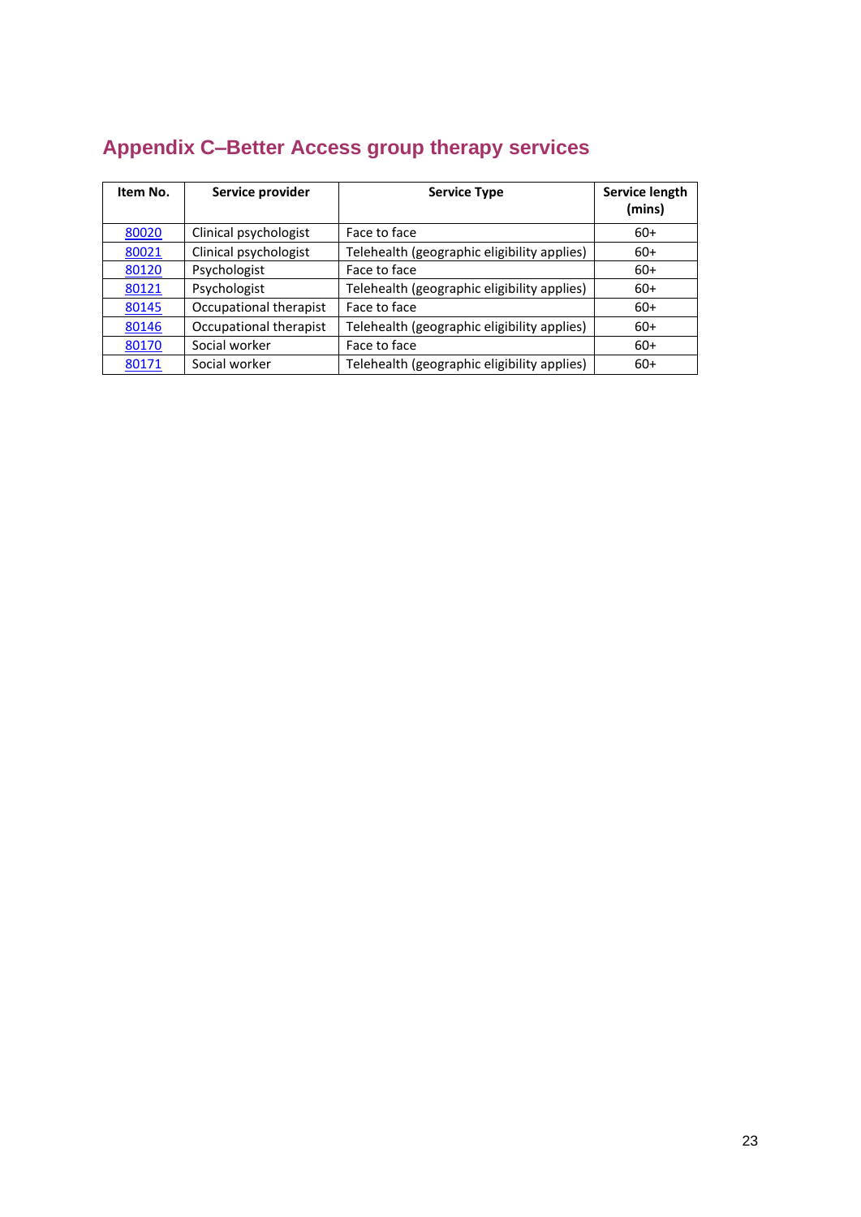## Appendix C–Better Access group therapy services

| Item No. | Service provider | Service Type | Service length (mins) |
|---|---|---|---|
| 80020 | Clinical psychologist | Face to face | 60+ |
| 80021 | Clinical psychologist | Telehealth (geographic eligibility applies) | 60+ |
| 80120 | Psychologist | Face to face | 60+ |
| 80121 | Psychologist | Telehealth (geographic eligibility applies) | 60+ |
| 80145 | Occupational therapist | Face to face | 60+ |
| 80146 | Occupational therapist | Telehealth (geographic eligibility applies) | 60+ |
| 80170 | Social worker | Face to face | 60+ |
| 80171 | Social worker | Telehealth (geographic eligibility applies) | 60+ |